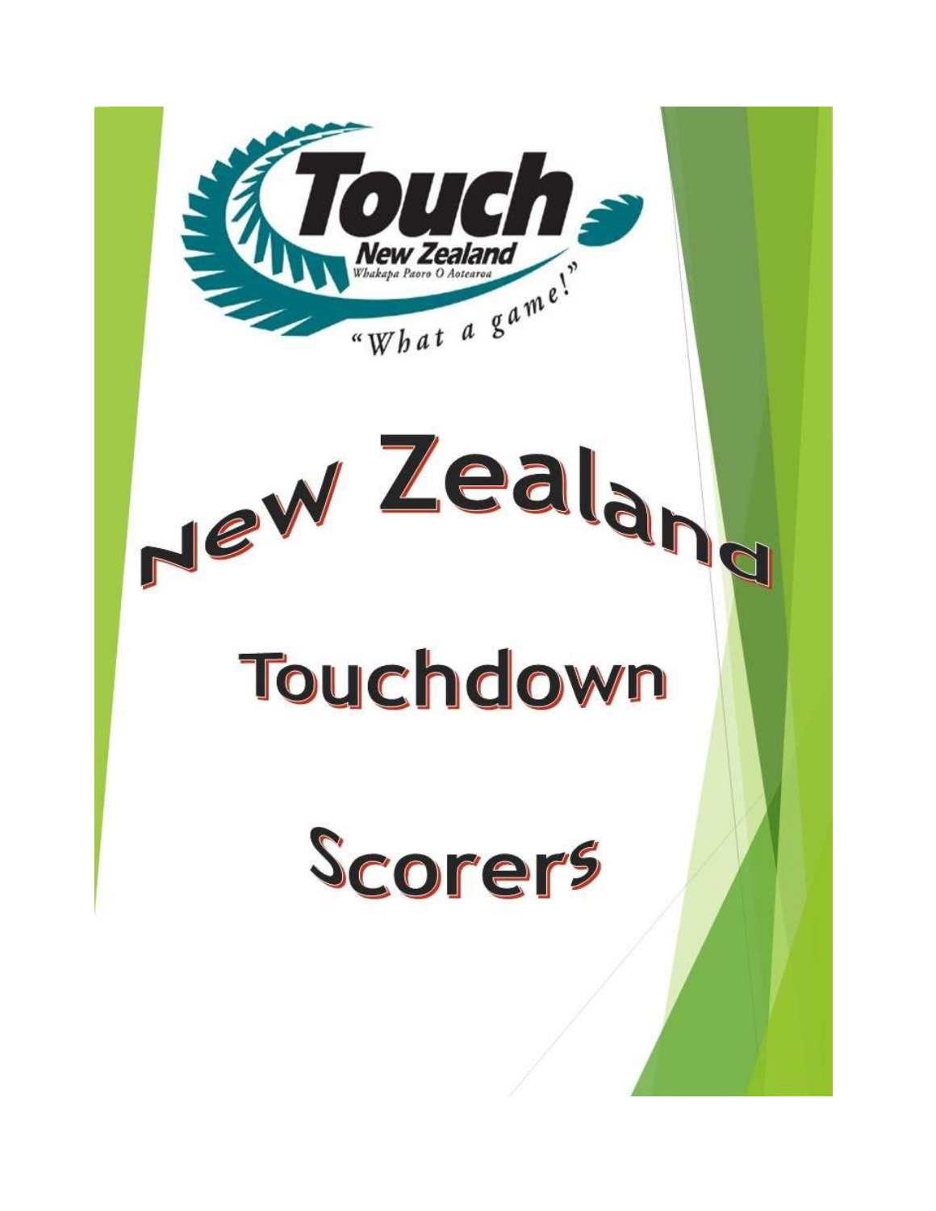Touch
New Zealand
Whakapa Paoro O Aotearoa
"What a game!"

# New Zealand

# Touchdown

# Scorers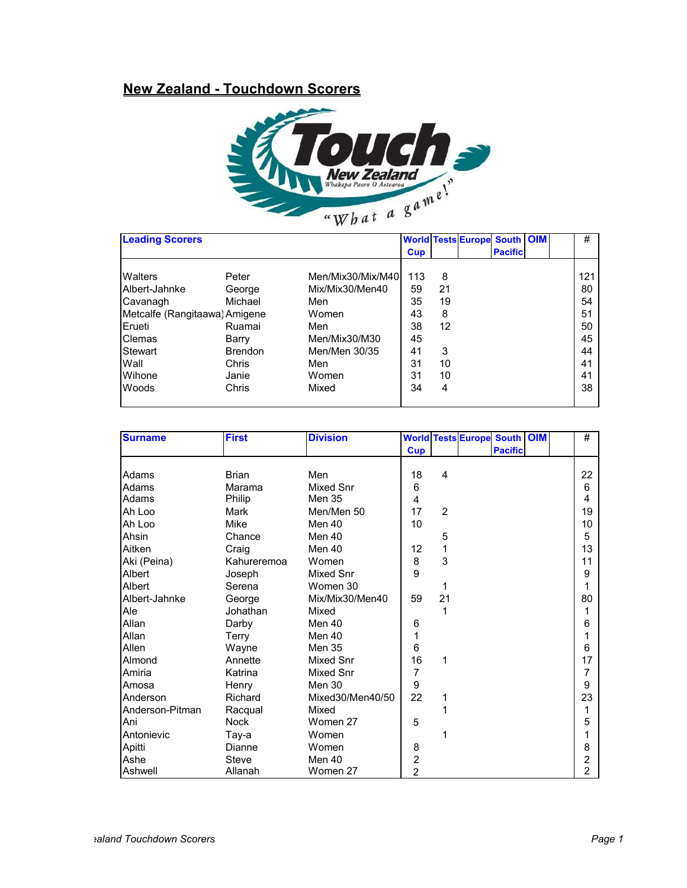## New Zealand - Touchdown Scorers

| Leading Scorers | | | World Cup | Tests | Europe | South Pacific | OIM | | # |
|---|---|---|---|---|---|---|---|---|---|
| Walters | Peter | Men/Mix30/Mix/M40 | 113 | 8 | | | | | 121 |
| Albert-Jahnke | George | Mix/Mix30/Men40 | 59 | 21 | | | | | 80 |
| Cavanagh | Michael | Men | 35 | 19 | | | | | 54 |
| Metcalfe (Rangitaawa) | Amigene | Women | 43 | 8 | | | | | 51 |
| Erueti | Ruamai | Men | 38 | 12 | | | | | 50 |
| Clemas | Barry | Men/Mix30/M30 | 45 | | | | | | 45 |
| Stewart | Brendon | Men/Men 30/35 | 41 | 3 | | | | | 44 |
| Wall | Chris | Men | 31 | 10 | | | | | 41 |
| Wihone | Janie | Women | 31 | 10 | | | | | 41 |
| Woods | Chris | Mixed | 34 | 4 | | | | | 38 |

| Surname | First | Division | World Cup | Tests | Europe | South Pacific | OIM | | # |
|---|---|---|---|---|---|---|---|---|---|
| Adams | Brian | Men | 18 | 4 | | | | | 22 |
| Adams | Marama | Mixed Snr | 6 | | | | | | 6 |
| Adams | Philip | Men 35 | 4 | | | | | | 4 |
| Ah Loo | Mark | Men/Men 50 | 17 | 2 | | | | | 19 |
| Ah Loo | Mike | Men 40 | 10 | | | | | | 10 |
| Ahsin | Chance | Men 40 | | 5 | | | | | 5 |
| Aitken | Craig | Men 40 | 12 | 1 | | | | | 13 |
| Aki (Peina) | Kahureremoa | Women | 8 | 3 | | | | | 11 |
| Albert | Joseph | Mixed Snr | 9 | | | | | | 9 |
| Albert | Serena | Women 30 | | 1 | | | | | 1 |
| Albert-Jahnke | George | Mix/Mix30/Men40 | 59 | 21 | | | | | 80 |
| Ale | Johathan | Mixed | | 1 | | | | | 1 |
| Allan | Darby | Men 40 | 6 | | | | | | 6 |
| Allan | Terry | Men 40 | 1 | | | | | | 1 |
| Allen | Wayne | Men 35 | 6 | | | | | | 6 |
| Almond | Annette | Mixed Snr | 16 | 1 | | | | | 17 |
| Amiria | Katrina | Mixed Snr | 7 | | | | | | 7 |
| Amosa | Henry | Men 30 | 9 | | | | | | 9 |
| Anderson | Richard | Mixed30/Men40/50 | 22 | 1 | | | | | 23 |
| Anderson-Pitman | Racqual | Mixed | | 1 | | | | | 1 |
| Ani | Nock | Women 27 | 5 | | | | | | 5 |
| Antonievic | Tay-a | Women | | 1 | | | | | 1 |
| Apitti | Dianne | Women | 8 | | | | | | 8 |
| Ashe | Steve | Men 40 | 2 | | | | | | 2 |
| Ashwell | Allanah | Women 27 | 2 | | | | | | 2 |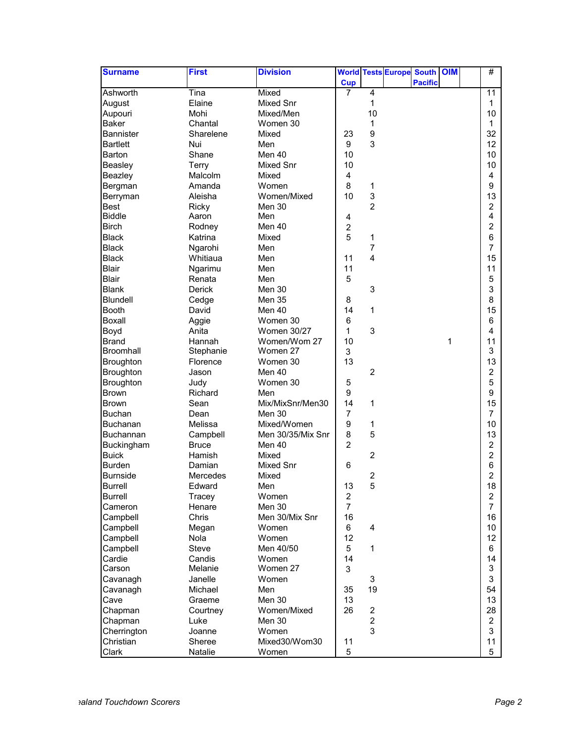| Surname | First | Division | World Cup | Tests | Europe | South Pacific | OIM | | # |
|---|---|---|---|---|---|---|---|---|---|
| Ashworth | Tina | Mixed | 7 | 4 | | | | | 11 |
| August | Elaine | Mixed Snr | | 1 | | | | | 1 |
| Aupouri | Mohi | Mixed/Men | | 10 | | | | | 10 |
| Baker | Chantal | Women 30 | | 1 | | | | | 1 |
| Bannister | Sharelene | Mixed | 23 | 9 | | | | | 32 |
| Bartlett | Nui | Men | 9 | 3 | | | | | 12 |
| Barton | Shane | Men 40 | 10 | | | | | | 10 |
| Beasley | Terry | Mixed Snr | 10 | | | | | | 10 |
| Beazley | Malcolm | Mixed | 4 | | | | | | 4 |
| Bergman | Amanda | Women | 8 | 1 | | | | | 9 |
| Berryman | Aleisha | Women/Mixed | 10 | 3 | | | | | 13 |
| Best | Ricky | Men 30 | | 2 | | | | | 2 |
| Biddle | Aaron | Men | 4 | | | | | | 4 |
| Birch | Rodney | Men 40 | 2 | | | | | | 2 |
| Black | Katrina | Mixed | 5 | 1 | | | | | 6 |
| Black | Ngarohi | Men | | 7 | | | | | 7 |
| Black | Whitiaua | Men | 11 | 4 | | | | | 15 |
| Blair | Ngarimu | Men | 11 | | | | | | 11 |
| Blair | Renata | Men | 5 | | | | | | 5 |
| Blank | Derick | Men 30 | | 3 | | | | | 3 |
| Blundell | Cedge | Men 35 | 8 | | | | | | 8 |
| Booth | David | Men 40 | 14 | 1 | | | | | 15 |
| Boxall | Aggie | Women 30 | 6 | | | | | | 6 |
| Boyd | Anita | Women 30/27 | 1 | 3 | | | | | 4 |
| Brand | Hannah | Women/Wom 27 | 10 | | | | 1 | | 11 |
| Broomhall | Stephanie | Women 27 | 3 | | | | | | 3 |
| Broughton | Florence | Women 30 | 13 | | | | | | 13 |
| Broughton | Jason | Men 40 | | 2 | | | | | 2 |
| Broughton | Judy | Women 30 | 5 | | | | | | 5 |
| Brown | Richard | Men | 9 | | | | | | 9 |
| Brown | Sean | Mix/MixSnr/Men30 | 14 | 1 | | | | | 15 |
| Buchan | Dean | Men 30 | 7 | | | | | | 7 |
| Buchanan | Melissa | Mixed/Women | 9 | 1 | | | | | 10 |
| Buchannan | Campbell | Men 30/35/Mix Snr | 8 | 5 | | | | | 13 |
| Buckingham | Bruce | Men 40 | 2 | | | | | | 2 |
| Buick | Hamish | Mixed | | 2 | | | | | 2 |
| Burden | Damian | Mixed Snr | 6 | | | | | | 6 |
| Burnside | Mercedes | Mixed | | 2 | | | | | 2 |
| Burrell | Edward | Men | 13 | 5 | | | | | 18 |
| Burrell | Tracey | Women | 2 | | | | | | 2 |
| Cameron | Henare | Men 30 | 7 | | | | | | 7 |
| Campbell | Chris | Men 30/Mix Snr | 16 | | | | | | 16 |
| Campbell | Megan | Women | 6 | 4 | | | | | 10 |
| Campbell | Nola | Women | 12 | | | | | | 12 |
| Campbell | Steve | Men 40/50 | 5 | 1 | | | | | 6 |
| Cardie | Candis | Women | 14 | | | | | | 14 |
| Carson | Melanie | Women 27 | 3 | | | | | | 3 |
| Cavanagh | Janelle | Women | | 3 | | | | | 3 |
| Cavanagh | Michael | Men | 35 | 19 | | | | | 54 |
| Cave | Graeme | Men 30 | 13 | | | | | | 13 |
| Chapman | Courtney | Women/Mixed | 26 | 2 | | | | | 28 |
| Chapman | Luke | Men 30 | | 2 | | | | | 2 |
| Cherrington | Joanne | Women | | 3 | | | | | 3 |
| Christian | Sheree | Mixed30/Wom30 | 11 | | | | | | 11 |
| Clark | Natalie | Women | 5 | | | | | | 5 |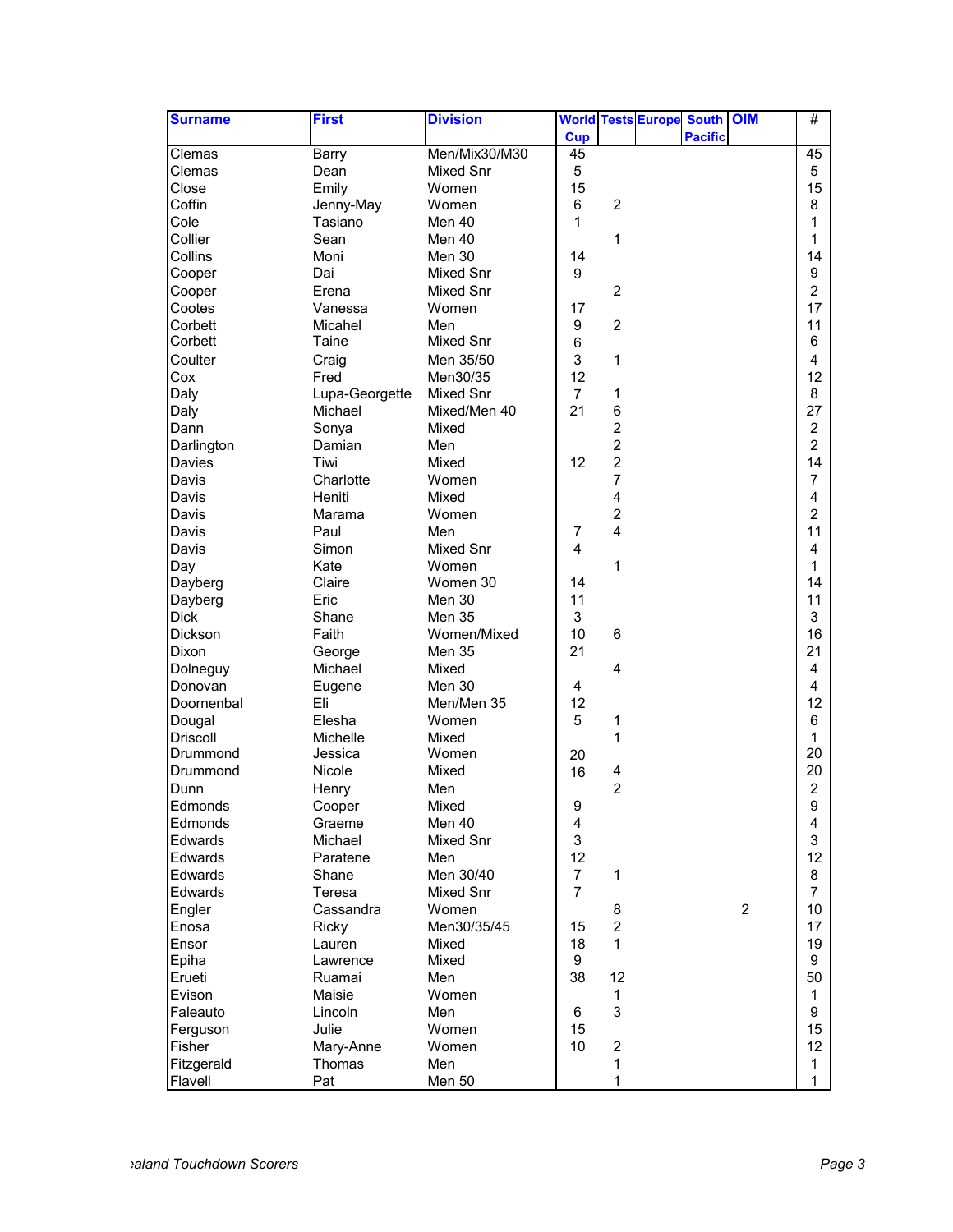| Surname | First | Division | World Cup | Tests | Europe | South Pacific | OIM | | # |
|---|---|---|---|---|---|---|---|---|---|
| Clemas | Barry | Men/Mix30/M30 | 45 | | | | | | 45 |
| Clemas | Dean | Mixed Snr | 5 | | | | | | 5 |
| Close | Emily | Women | 15 | | | | | | 15 |
| Coffin | Jenny-May | Women | 6 | 2 | | | | | 8 |
| Cole | Tasiano | Men 40 | 1 | | | | | | 1 |
| Collier | Sean | Men 40 | | 1 | | | | | 1 |
| Collins | Moni | Men 30 | 14 | | | | | | 14 |
| Cooper | Dai | Mixed Snr | 9 | | | | | | 9 |
| Cooper | Erena | Mixed Snr | | 2 | | | | | 2 |
| Cootes | Vanessa | Women | 17 | | | | | | 17 |
| Corbett | Micahel | Men | 9 | 2 | | | | | 11 |
| Corbett | Taine | Mixed Snr | 6 | | | | | | 6 |
| Coulter | Craig | Men 35/50 | 3 | 1 | | | | | 4 |
| Cox | Fred | Men30/35 | 12 | | | | | | 12 |
| Daly | Lupa-Georgette | Mixed Snr | 7 | 1 | | | | | 8 |
| Daly | Michael | Mixed/Men 40 | 21 | 6 | | | | | 27 |
| Dann | Sonya | Mixed | | 2 | | | | | 2 |
| Darlington | Damian | Men | | 2 | | | | | 2 |
| Davies | Tiwi | Mixed | 12 | 2 | | | | | 14 |
| Davis | Charlotte | Women | | 7 | | | | | 7 |
| Davis | Heniti | Mixed | | 4 | | | | | 4 |
| Davis | Marama | Women | | 2 | | | | | 2 |
| Davis | Paul | Men | 7 | 4 | | | | | 11 |
| Davis | Simon | Mixed Snr | 4 | | | | | | 4 |
| Day | Kate | Women | | 1 | | | | | 1 |
| Dayberg | Claire | Women 30 | 14 | | | | | | 14 |
| Dayberg | Eric | Men 30 | 11 | | | | | | 11 |
| Dick | Shane | Men 35 | 3 | | | | | | 3 |
| Dickson | Faith | Women/Mixed | 10 | 6 | | | | | 16 |
| Dixon | George | Men 35 | 21 | | | | | | 21 |
| Dolneguy | Michael | Mixed | | 4 | | | | | 4 |
| Donovan | Eugene | Men 30 | 4 | | | | | | 4 |
| Doornenbal | Eli | Men/Men 35 | 12 | | | | | | 12 |
| Dougal | Elesha | Women | 5 | 1 | | | | | 6 |
| Driscoll | Michelle | Mixed | | 1 | | | | | 1 |
| Drummond | Jessica | Women | 20 | | | | | | 20 |
| Drummond | Nicole | Mixed | 16 | 4 | | | | | 20 |
| Dunn | Henry | Men | | 2 | | | | | 2 |
| Edmonds | Cooper | Mixed | 9 | | | | | | 9 |
| Edmonds | Graeme | Men 40 | 4 | | | | | | 4 |
| Edwards | Michael | Mixed Snr | 3 | | | | | | 3 |
| Edwards | Paratene | Men | 12 | | | | | | 12 |
| Edwards | Shane | Men 30/40 | 7 | 1 | | | | | 8 |
| Edwards | Teresa | Mixed Snr | 7 | | | | | | 7 |
| Engler | Cassandra | Women | | 8 | | | 2 | | 10 |
| Enosa | Ricky | Men30/35/45 | 15 | 2 | | | | | 17 |
| Ensor | Lauren | Mixed | 18 | 1 | | | | | 19 |
| Epiha | Lawrence | Mixed | 9 | | | | | | 9 |
| Erueti | Ruamai | Men | 38 | 12 | | | | | 50 |
| Evison | Maisie | Women | | 1 | | | | | 1 |
| Faleauto | Lincoln | Men | 6 | 3 | | | | | 9 |
| Ferguson | Julie | Women | 15 | | | | | | 15 |
| Fisher | Mary-Anne | Women | 10 | 2 | | | | | 12 |
| Fitzgerald | Thomas | Men | | 1 | | | | | 1 |
| Flavell | Pat | Men 50 | | 1 | | | | | 1 |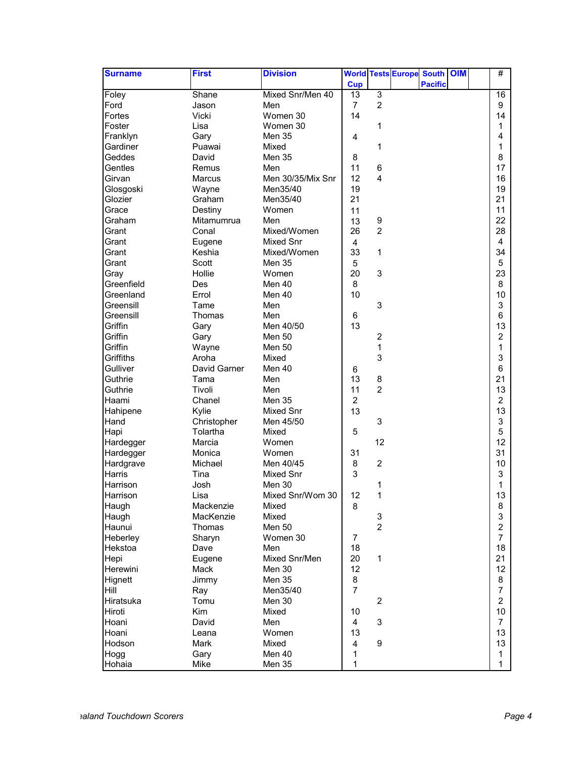| Surname | First | Division | World Cup | Tests | Europe | South Pacific | OIM | | # |
|---|---|---|---|---|---|---|---|---|---|
| Foley | Shane | Mixed Snr/Men 40 | 13 | 3 | | | | | 16 |
| Ford | Jason | Men | 7 | 2 | | | | | 9 |
| Fortes | Vicki | Women 30 | 14 | | | | | | 14 |
| Foster | Lisa | Women 30 | | 1 | | | | | 1 |
| Franklyn | Gary | Men 35 | 4 | | | | | | 4 |
| Gardiner | Puawai | Mixed | | 1 | | | | | 1 |
| Geddes | David | Men 35 | 8 | | | | | | 8 |
| Gentles | Remus | Men | 11 | 6 | | | | | 17 |
| Girvan | Marcus | Men 30/35/Mix Snr | 12 | 4 | | | | | 16 |
| Glosgoski | Wayne | Men35/40 | 19 | | | | | | 19 |
| Glozier | Graham | Men35/40 | 21 | | | | | | 21 |
| Grace | Destiny | Women | 11 | | | | | | 11 |
| Graham | Mitamumrua | Men | 13 | 9 | | | | | 22 |
| Grant | Conal | Mixed/Women | 26 | 2 | | | | | 28 |
| Grant | Eugene | Mixed Snr | 4 | | | | | | 4 |
| Grant | Keshia | Mixed/Women | 33 | 1 | | | | | 34 |
| Grant | Scott | Men 35 | 5 | | | | | | 5 |
| Gray | Hollie | Women | 20 | 3 | | | | | 23 |
| Greenfield | Des | Men 40 | 8 | | | | | | 8 |
| Greenland | Errol | Men 40 | 10 | | | | | | 10 |
| Greensill | Tame | Men | | 3 | | | | | 3 |
| Greensill | Thomas | Men | 6 | | | | | | 6 |
| Griffin | Gary | Men 40/50 | 13 | | | | | | 13 |
| Griffin | Gary | Men 50 | | 2 | | | | | 2 |
| Griffin | Wayne | Men 50 | | 1 | | | | | 1 |
| Griffiths | Aroha | Mixed | | 3 | | | | | 3 |
| Gulliver | David Garner | Men 40 | 6 | | | | | | 6 |
| Guthrie | Tama | Men | 13 | 8 | | | | | 21 |
| Guthrie | Tivoli | Men | 11 | 2 | | | | | 13 |
| Haami | Chanel | Men 35 | 2 | | | | | | 2 |
| Hahipene | Kylie | Mixed Snr | 13 | | | | | | 13 |
| Hand | Christopher | Men 45/50 | | 3 | | | | | 3 |
| Hapi | Tolartha | Mixed | 5 | | | | | | 5 |
| Hardegger | Marcia | Women | | 12 | | | | | 12 |
| Hardegger | Monica | Women | 31 | | | | | | 31 |
| Hardgrave | Michael | Men 40/45 | 8 | 2 | | | | | 10 |
| Harris | Tina | Mixed Snr | 3 | | | | | | 3 |
| Harrison | Josh | Men 30 | | 1 | | | | | 1 |
| Harrison | Lisa | Mixed Snr/Wom 30 | 12 | 1 | | | | | 13 |
| Haugh | Mackenzie | Mixed | 8 | | | | | | 8 |
| Haugh | MacKenzie | Mixed | | 3 | | | | | 3 |
| Haunui | Thomas | Men 50 | | 2 | | | | | 2 |
| Heberley | Sharyn | Women 30 | 7 | | | | | | 7 |
| Hekstoa | Dave | Men | 18 | | | | | | 18 |
| Hepi | Eugene | Mixed Snr/Men | 20 | 1 | | | | | 21 |
| Herewini | Mack | Men 30 | 12 | | | | | | 12 |
| Hignett | Jimmy | Men 35 | 8 | | | | | | 8 |
| Hill | Ray | Men35/40 | 7 | | | | | | 7 |
| Hiratsuka | Tomu | Men 30 | | 2 | | | | | 2 |
| Hiroti | Kim | Mixed | 10 | | | | | | 10 |
| Hoani | David | Men | 4 | 3 | | | | | 7 |
| Hoani | Leana | Women | 13 | | | | | | 13 |
| Hodson | Mark | Mixed | 4 | 9 | | | | | 13 |
| Hogg | Gary | Men 40 | 1 | | | | | | 1 |
| Hohaia | Mike | Men 35 | 1 | | | | | | 1 |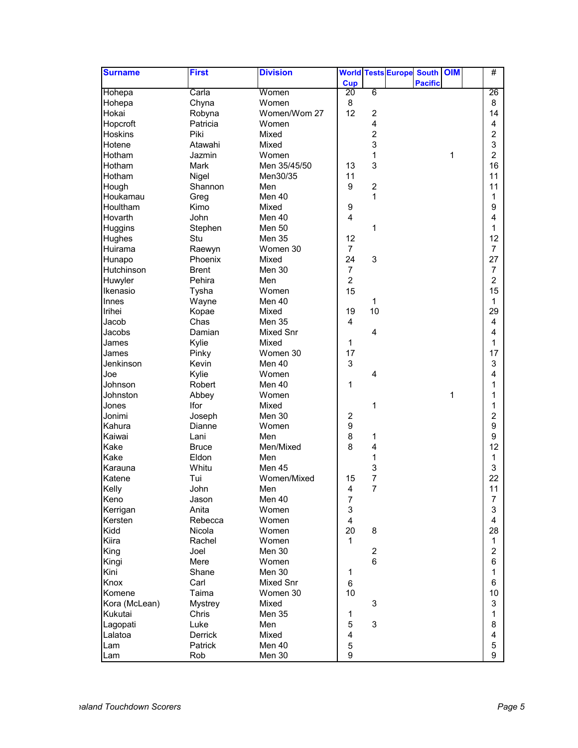| Surname | First | Division | World Cup | Tests | Europe | South Pacific | OIM | | # |
|---|---|---|---|---|---|---|---|---|---|
| Hohepa | Carla | Women | 20 | 6 | | | | | 26 |
| Hohepa | Chyna | Women | 8 | | | | | | 8 |
| Hokai | Robyna | Women/Wom 27 | 12 | 2 | | | | | 14 |
| Hopcroft | Patricia | Women | | 4 | | | | | 4 |
| Hoskins | Piki | Mixed | | 2 | | | | | 2 |
| Hotene | Atawahi | Mixed | | 3 | | | | | 3 |
| Hotham | Jazmin | Women | | 1 | | | 1 | | 2 |
| Hotham | Mark | Men 35/45/50 | 13 | 3 | | | | | 16 |
| Hotham | Nigel | Men30/35 | 11 | | | | | | 11 |
| Hough | Shannon | Men | 9 | 2 | | | | | 11 |
| Houkamau | Greg | Men 40 | | 1 | | | | | 1 |
| Houltham | Kimo | Mixed | 9 | | | | | | 9 |
| Hovarth | John | Men 40 | 4 | | | | | | 4 |
| Huggins | Stephen | Men 50 | | 1 | | | | | 1 |
| Hughes | Stu | Men 35 | 12 | | | | | | 12 |
| Huirama | Raewyn | Women 30 | 7 | | | | | | 7 |
| Hunapo | Phoenix | Mixed | 24 | 3 | | | | | 27 |
| Hutchinson | Brent | Men 30 | 7 | | | | | | 7 |
| Huwyler | Pehira | Men | 2 | | | | | | 2 |
| Ikenasio | Tysha | Women | 15 | | | | | | 15 |
| Innes | Wayne | Men 40 | | 1 | | | | | 1 |
| Irihei | Kopae | Mixed | 19 | 10 | | | | | 29 |
| Jacob | Chas | Men 35 | 4 | | | | | | 4 |
| Jacobs | Damian | Mixed Snr | | 4 | | | | | 4 |
| James | Kylie | Mixed | 1 | | | | | | 1 |
| James | Pinky | Women 30 | 17 | | | | | | 17 |
| Jenkinson | Kevin | Men 40 | 3 | | | | | | 3 |
| Joe | Kylie | Women | | 4 | | | | | 4 |
| Johnson | Robert | Men 40 | 1 | | | | | | 1 |
| Johnston | Abbey | Women | | | | | 1 | | 1 |
| Jones | Ifor | Mixed | | 1 | | | | | 1 |
| Jonimi | Joseph | Men 30 | 2 | | | | | | 2 |
| Kahura | Dianne | Women | 9 | | | | | | 9 |
| Kaiwai | Lani | Men | 8 | 1 | | | | | 9 |
| Kake | Bruce | Men/Mixed | 8 | 4 | | | | | 12 |
| Kake | Eldon | Men | | 1 | | | | | 1 |
| Karauna | Whitu | Men 45 | | 3 | | | | | 3 |
| Katene | Tui | Women/Mixed | 15 | 7 | | | | | 22 |
| Kelly | John | Men | 4 | 7 | | | | | 11 |
| Keno | Jason | Men 40 | 7 | | | | | | 7 |
| Kerrigan | Anita | Women | 3 | | | | | | 3 |
| Kersten | Rebecca | Women | 4 | | | | | | 4 |
| Kidd | Nicola | Women | 20 | 8 | | | | | 28 |
| Kiira | Rachel | Women | 1 | | | | | | 1 |
| King | Joel | Men 30 | | 2 | | | | | 2 |
| Kingi | Mere | Women | | 6 | | | | | 6 |
| Kini | Shane | Men 30 | 1 | | | | | | 1 |
| Knox | Carl | Mixed Snr | 6 | | | | | | 6 |
| Komene | Taima | Women 30 | 10 | | | | | | 10 |
| Kora (McLean) | Mystrey | Mixed | | 3 | | | | | 3 |
| Kukutai | Chris | Men 35 | 1 | | | | | | 1 |
| Lagopati | Luke | Men | 5 | 3 | | | | | 8 |
| Lalatoa | Derrick | Mixed | 4 | | | | | | 4 |
| Lam | Patrick | Men 40 | 5 | | | | | | 5 |
| Lam | Rob | Men 30 | 9 | | | | | | 9 |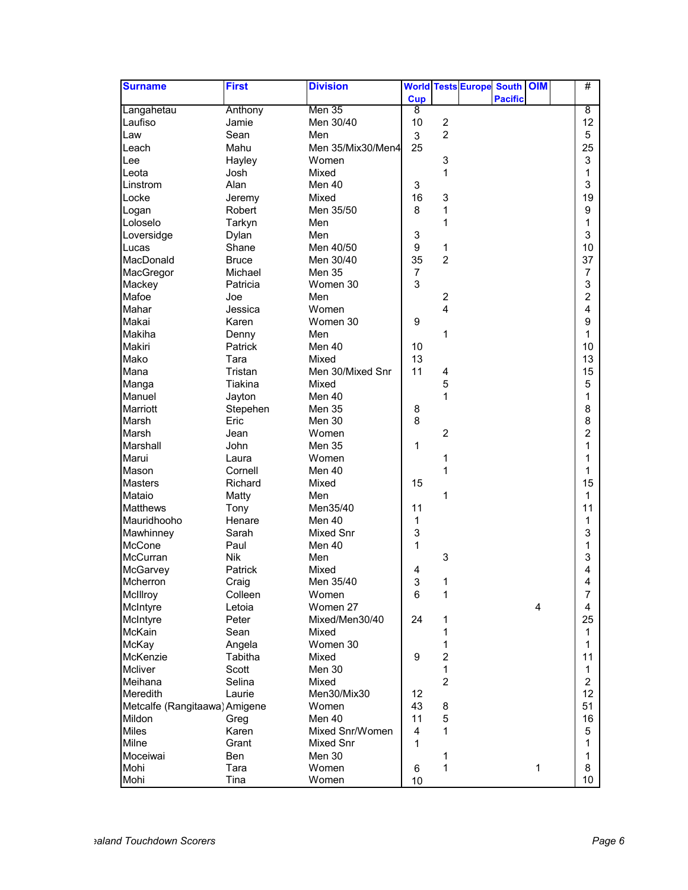| Surname | First | Division | World Cup | Tests | Europe | South Pacific | OIM | | # |
|---|---|---|---|---|---|---|---|---|---|
| Langahetau | Anthony | Men 35 | 8 | | | | | | 8 |
| Laufiso | Jamie | Men 30/40 | 10 | 2 | | | | | 12 |
| Law | Sean | Men | 3 | 2 | | | | | 5 |
| Leach | Mahu | Men 35/Mix30/Men4 | 25 | | | | | | 25 |
| Lee | Hayley | Women | | 3 | | | | | 3 |
| Leota | Josh | Mixed | | 1 | | | | | 1 |
| Linstrom | Alan | Men 40 | 3 | | | | | | 3 |
| Locke | Jeremy | Mixed | 16 | 3 | | | | | 19 |
| Logan | Robert | Men 35/50 | 8 | 1 | | | | | 9 |
| Loloselo | Tarkyn | Men | | 1 | | | | | 1 |
| Loversidge | Dylan | Men | 3 | | | | | | 3 |
| Lucas | Shane | Men 40/50 | 9 | 1 | | | | | 10 |
| MacDonald | Bruce | Men 30/40 | 35 | 2 | | | | | 37 |
| MacGregor | Michael | Men 35 | 7 | | | | | | 7 |
| Mackey | Patricia | Women 30 | 3 | | | | | | 3 |
| Mafoe | Joe | Men | | 2 | | | | | 2 |
| Mahar | Jessica | Women | | 4 | | | | | 4 |
| Makai | Karen | Women 30 | 9 | | | | | | 9 |
| Makiha | Denny | Men | | 1 | | | | | 1 |
| Makiri | Patrick | Men 40 | 10 | | | | | | 10 |
| Mako | Tara | Mixed | 13 | | | | | | 13 |
| Mana | Tristan | Men 30/Mixed Snr | 11 | 4 | | | | | 15 |
| Manga | Tiakina | Mixed | | 5 | | | | | 5 |
| Manuel | Jayton | Men 40 | | 1 | | | | | 1 |
| Marriott | Stepehen | Men 35 | 8 | | | | | | 8 |
| Marsh | Eric | Men 30 | 8 | | | | | | 8 |
| Marsh | Jean | Women | | 2 | | | | | 2 |
| Marshall | John | Men 35 | 1 | | | | | | 1 |
| Marui | Laura | Women | | 1 | | | | | 1 |
| Mason | Cornell | Men 40 | | 1 | | | | | 1 |
| Masters | Richard | Mixed | 15 | | | | | | 15 |
| Mataio | Matty | Men | | 1 | | | | | 1 |
| Matthews | Tony | Men35/40 | 11 | | | | | | 11 |
| Mauridhooho | Henare | Men 40 | 1 | | | | | | 1 |
| Mawhinney | Sarah | Mixed Snr | 3 | | | | | | 3 |
| McCone | Paul | Men 40 | 1 | | | | | | 1 |
| McCurran | Nik | Men | | 3 | | | | | 3 |
| McGarvey | Patrick | Mixed | 4 | | | | | | 4 |
| Mcherron | Craig | Men 35/40 | 3 | 1 | | | | | 4 |
| McIllroy | Colleen | Women | 6 | 1 | | | | | 7 |
| McIntyre | Letoia | Women 27 | | | | | 4 | | 4 |
| McIntyre | Peter | Mixed/Men30/40 | 24 | 1 | | | | | 25 |
| McKain | Sean | Mixed | | 1 | | | | | 1 |
| McKay | Angela | Women 30 | | 1 | | | | | 1 |
| McKenzie | Tabitha | Mixed | 9 | 2 | | | | | 11 |
| Mcliver | Scott | Men 30 | | 1 | | | | | 1 |
| Meihana | Selina | Mixed | | 2 | | | | | 2 |
| Meredith | Laurie | Men30/Mix30 | 12 | | | | | | 12 |
| Metcalfe (Rangitaawa) | Amigene | Women | 43 | 8 | | | | | 51 |
| Mildon | Greg | Men 40 | 11 | 5 | | | | | 16 |
| Miles | Karen | Mixed Snr/Women | 4 | 1 | | | | | 5 |
| Milne | Grant | Mixed Snr | 1 | | | | | | 1 |
| Moceiwai | Ben | Men 30 | | 1 | | | | | 1 |
| Mohi | Tara | Women | 6 | 1 | | | 1 | | 8 |
| Mohi | Tina | Women | 10 | | | | | | 10 |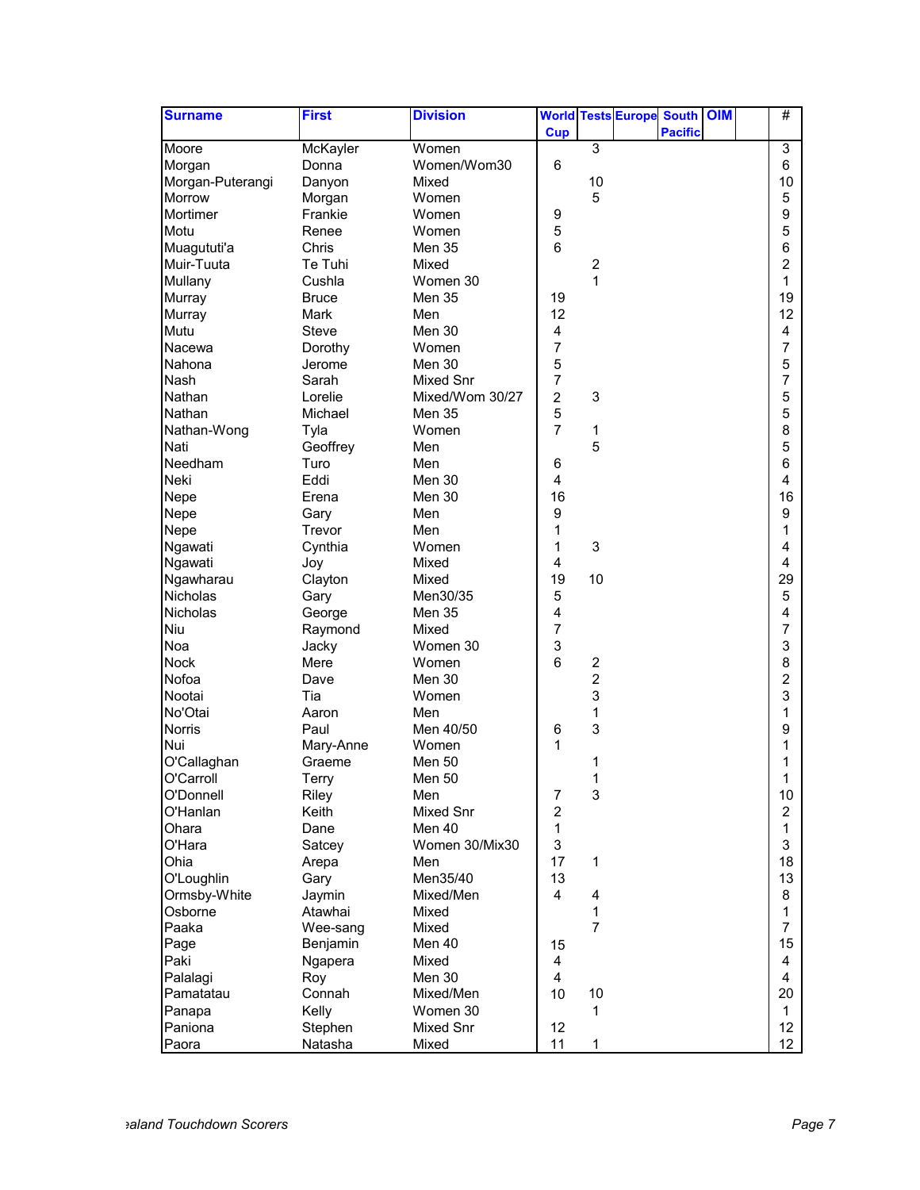| Surname | First | Division | World Cup | Tests | Europe | South Pacific | OIM | | # |
|---|---|---|---|---|---|---|---|---|---|
| Moore | McKayler | Women | | 3 | | | | | 3 |
| Morgan | Donna | Women/Wom30 | 6 | | | | | | 6 |
| Morgan-Puterangi | Danyon | Mixed | | 10 | | | | | 10 |
| Morrow | Morgan | Women | | 5 | | | | | 5 |
| Mortimer | Frankie | Women | 9 | | | | | | 9 |
| Motu | Renee | Women | 5 | | | | | | 5 |
| Muagututi'a | Chris | Men 35 | 6 | | | | | | 6 |
| Muir-Tuuta | Te Tuhi | Mixed | | 2 | | | | | 2 |
| Mullany | Cushla | Women 30 | | 1 | | | | | 1 |
| Murray | Bruce | Men 35 | 19 | | | | | | 19 |
| Murray | Mark | Men | 12 | | | | | | 12 |
| Mutu | Steve | Men 30 | 4 | | | | | | 4 |
| Nacewa | Dorothy | Women | 7 | | | | | | 7 |
| Nahona | Jerome | Men 30 | 5 | | | | | | 5 |
| Nash | Sarah | Mixed Snr | 7 | | | | | | 7 |
| Nathan | Lorelie | Mixed/Wom 30/27 | 2 | 3 | | | | | 5 |
| Nathan | Michael | Men 35 | 5 | | | | | | 5 |
| Nathan-Wong | Tyla | Women | 7 | 1 | | | | | 8 |
| Nati | Geoffrey | Men | | 5 | | | | | 5 |
| Needham | Turo | Men | 6 | | | | | | 6 |
| Neki | Eddi | Men 30 | 4 | | | | | | 4 |
| Nepe | Erena | Men 30 | 16 | | | | | | 16 |
| Nepe | Gary | Men | 9 | | | | | | 9 |
| Nepe | Trevor | Men | 1 | | | | | | 1 |
| Ngawati | Cynthia | Women | 1 | 3 | | | | | 4 |
| Ngawati | Joy | Mixed | 4 | | | | | | 4 |
| Ngawharau | Clayton | Mixed | 19 | 10 | | | | | 29 |
| Nicholas | Gary | Men30/35 | 5 | | | | | | 5 |
| Nicholas | George | Men 35 | 4 | | | | | | 4 |
| Niu | Raymond | Mixed | 7 | | | | | | 7 |
| Noa | Jacky | Women 30 | 3 | | | | | | 3 |
| Nock | Mere | Women | 6 | 2 | | | | | 8 |
| Nofoa | Dave | Men 30 | | 2 | | | | | 2 |
| Nootai | Tia | Women | | 3 | | | | | 3 |
| No'Otai | Aaron | Men | | 1 | | | | | 1 |
| Norris | Paul | Men 40/50 | 6 | 3 | | | | | 9 |
| Nui | Mary-Anne | Women | 1 | | | | | | 1 |
| O'Callaghan | Graeme | Men 50 | | 1 | | | | | 1 |
| O'Carroll | Terry | Men 50 | | 1 | | | | | 1 |
| O'Donnell | Riley | Men | 7 | 3 | | | | | 10 |
| O'Hanlan | Keith | Mixed Snr | 2 | | | | | | 2 |
| Ohara | Dane | Men 40 | 1 | | | | | | 1 |
| O'Hara | Satcey | Women 30/Mix30 | 3 | | | | | | 3 |
| Ohia | Arepa | Men | 17 | 1 | | | | | 18 |
| O'Loughlin | Gary | Men35/40 | 13 | | | | | | 13 |
| Ormsby-White | Jaymin | Mixed/Men | 4 | 4 | | | | | 8 |
| Osborne | Atawhai | Mixed | | 1 | | | | | 1 |
| Paaka | Wee-sang | Mixed | | 7 | | | | | 7 |
| Page | Benjamin | Men 40 | 15 | | | | | | 15 |
| Paki | Ngapera | Mixed | 4 | | | | | | 4 |
| Palalagi | Roy | Men 30 | 4 | | | | | | 4 |
| Pamatatau | Connah | Mixed/Men | 10 | 10 | | | | | 20 |
| Panapa | Kelly | Women 30 | | 1 | | | | | 1 |
| Paniona | Stephen | Mixed Snr | 12 | | | | | | 12 |
| Paora | Natasha | Mixed | 11 | 1 | | | | | 12 |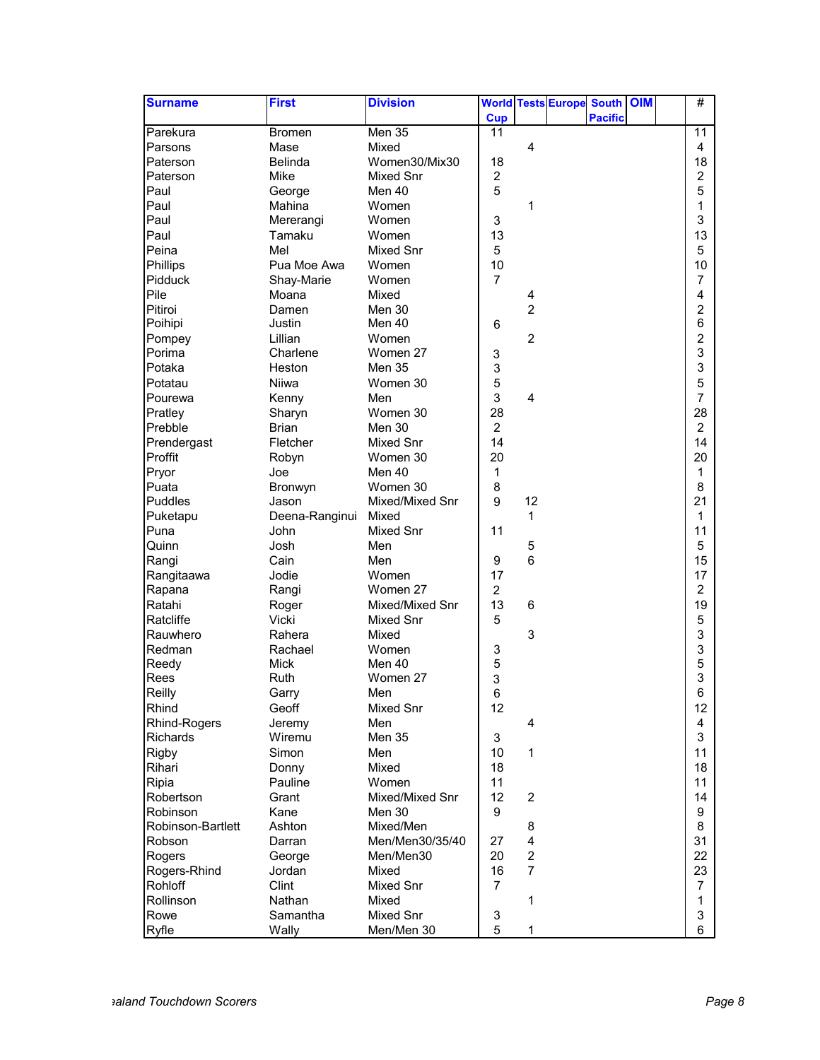| Surname | First | Division | World Cup | Tests | Europe | South Pacific | OIM | | # |
|---|---|---|---|---|---|---|---|---|---|
| Parekura | Bromen | Men 35 | 11 | | | | | | 11 |
| Parsons | Mase | Mixed | | 4 | | | | | 4 |
| Paterson | Belinda | Women30/Mix30 | 18 | | | | | | 18 |
| Paterson | Mike | Mixed Snr | 2 | | | | | | 2 |
| Paul | George | Men 40 | 5 | | | | | | 5 |
| Paul | Mahina | Women | | 1 | | | | | 1 |
| Paul | Mererangi | Women | 3 | | | | | | 3 |
| Paul | Tamaku | Women | 13 | | | | | | 13 |
| Peina | Mel | Mixed Snr | 5 | | | | | | 5 |
| Phillips | Pua Moe Awa | Women | 10 | | | | | | 10 |
| Pidduck | Shay-Marie | Women | 7 | | | | | | 7 |
| Pile | Moana | Mixed | | 4 | | | | | 4 |
| Pitiroi | Damen | Men 30 | | 2 | | | | | 2 |
| Poihipi | Justin | Men 40 | 6 | | | | | | 6 |
| Pompey | Lillian | Women | | 2 | | | | | 2 |
| Porima | Charlene | Women 27 | 3 | | | | | | 3 |
| Potaka | Heston | Men 35 | 3 | | | | | | 3 |
| Potatau | Niiwa | Women 30 | 5 | | | | | | 5 |
| Pourewa | Kenny | Men | 3 | 4 | | | | | 7 |
| Pratley | Sharyn | Women 30 | 28 | | | | | | 28 |
| Prebble | Brian | Men 30 | 2 | | | | | | 2 |
| Prendergast | Fletcher | Mixed Snr | 14 | | | | | | 14 |
| Proffit | Robyn | Women 30 | 20 | | | | | | 20 |
| Pryor | Joe | Men 40 | 1 | | | | | | 1 |
| Puata | Bronwyn | Women 30 | 8 | | | | | | 8 |
| Puddles | Jason | Mixed/Mixed Snr | 9 | 12 | | | | | 21 |
| Puketapu | Deena-Ranginui | Mixed | | 1 | | | | | 1 |
| Puna | John | Mixed Snr | 11 | | | | | | 11 |
| Quinn | Josh | Men | | 5 | | | | | 5 |
| Rangi | Cain | Men | 9 | 6 | | | | | 15 |
| Rangitaawa | Jodie | Women | 17 | | | | | | 17 |
| Rapana | Rangi | Women 27 | 2 | | | | | | 2 |
| Ratahi | Roger | Mixed/Mixed Snr | 13 | 6 | | | | | 19 |
| Ratcliffe | Vicki | Mixed Snr | 5 | | | | | | 5 |
| Rauwhero | Rahera | Mixed | | 3 | | | | | 3 |
| Redman | Rachael | Women | 3 | | | | | | 3 |
| Reedy | Mick | Men 40 | 5 | | | | | | 5 |
| Rees | Ruth | Women 27 | 3 | | | | | | 3 |
| Reilly | Garry | Men | 6 | | | | | | 6 |
| Rhind | Geoff | Mixed Snr | 12 | | | | | | 12 |
| Rhind-Rogers | Jeremy | Men | | 4 | | | | | 4 |
| Richards | Wiremu | Men 35 | 3 | | | | | | 3 |
| Rigby | Simon | Men | 10 | 1 | | | | | 11 |
| Rihari | Donny | Mixed | 18 | | | | | | 18 |
| Ripia | Pauline | Women | 11 | | | | | | 11 |
| Robertson | Grant | Mixed/Mixed Snr | 12 | 2 | | | | | 14 |
| Robinson | Kane | Men 30 | 9 | | | | | | 9 |
| Robinson-Bartlett | Ashton | Mixed/Men | | 8 | | | | | 8 |
| Robson | Darran | Men/Men30/35/40 | 27 | 4 | | | | | 31 |
| Rogers | George | Men/Men30 | 20 | 2 | | | | | 22 |
| Rogers-Rhind | Jordan | Mixed | 16 | 7 | | | | | 23 |
| Rohloff | Clint | Mixed Snr | 7 | | | | | | 7 |
| Rollinson | Nathan | Mixed | | 1 | | | | | 1 |
| Rowe | Samantha | Mixed Snr | 3 | | | | | | 3 |
| Ryfle | Wally | Men/Men 30 | 5 | 1 | | | | | 6 |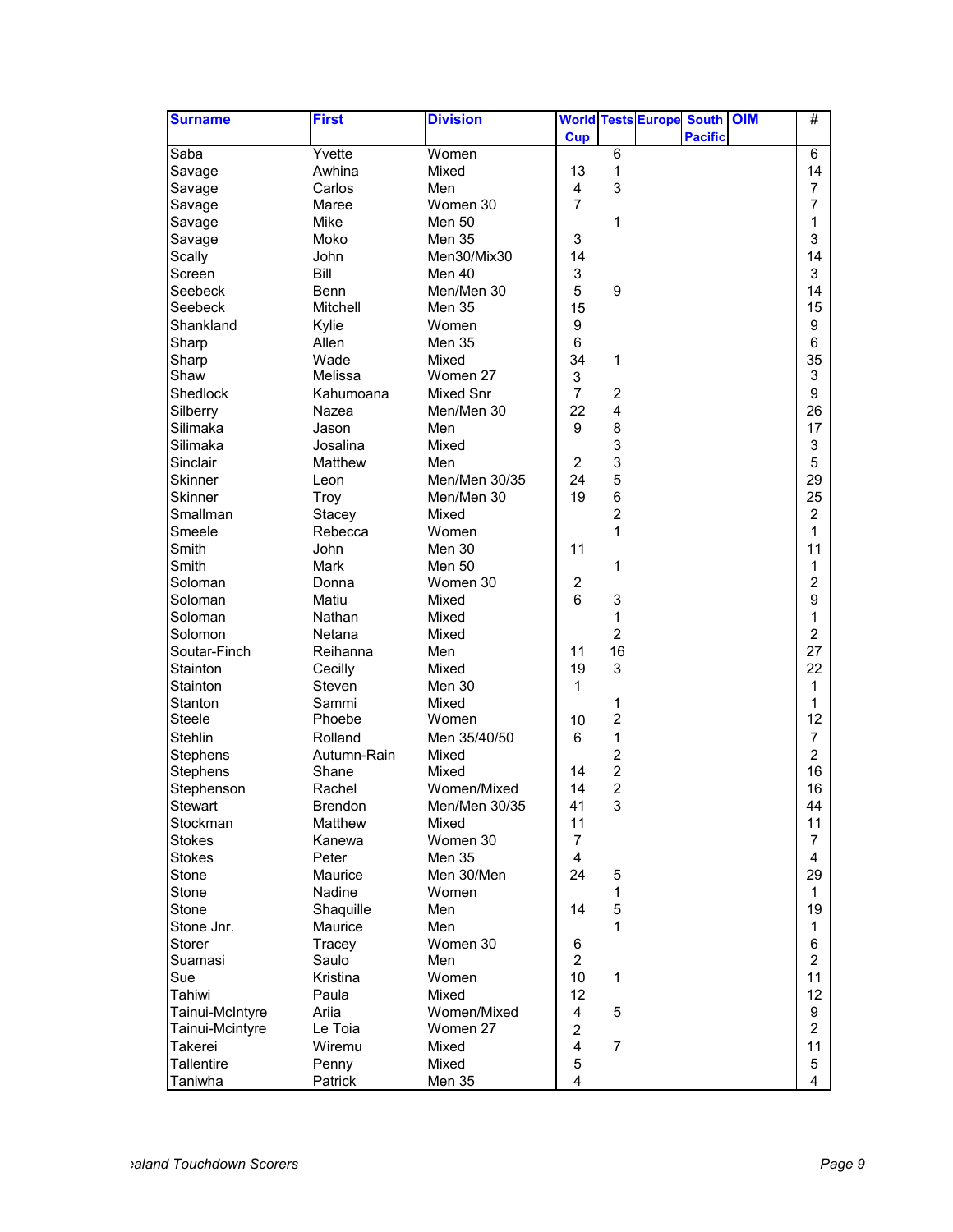| Surname | First | Division | World Cup | Tests | Europe | South Pacific | OIM | | # |
|---|---|---|---|---|---|---|---|---|---|
| Saba | Yvette | Women | | 6 | | | | | 6 |
| Savage | Awhina | Mixed | 13 | 1 | | | | | 14 |
| Savage | Carlos | Men | 4 | 3 | | | | | 7 |
| Savage | Maree | Women 30 | 7 | | | | | | 7 |
| Savage | Mike | Men 50 | | 1 | | | | | 1 |
| Savage | Moko | Men 35 | 3 | | | | | | 3 |
| Scally | John | Men30/Mix30 | 14 | | | | | | 14 |
| Screen | Bill | Men 40 | 3 | | | | | | 3 |
| Seebeck | Benn | Men/Men 30 | 5 | 9 | | | | | 14 |
| Seebeck | Mitchell | Men 35 | 15 | | | | | | 15 |
| Shankland | Kylie | Women | 9 | | | | | | 9 |
| Sharp | Allen | Men 35 | 6 | | | | | | 6 |
| Sharp | Wade | Mixed | 34 | 1 | | | | | 35 |
| Shaw | Melissa | Women 27 | 3 | | | | | | 3 |
| Shedlock | Kahumoana | Mixed Snr | 7 | 2 | | | | | 9 |
| Silberry | Nazea | Men/Men 30 | 22 | 4 | | | | | 26 |
| Silimaka | Jason | Men | 9 | 8 | | | | | 17 |
| Silimaka | Josalina | Mixed | | 3 | | | | | 3 |
| Sinclair | Matthew | Men | 2 | 3 | | | | | 5 |
| Skinner | Leon | Men/Men 30/35 | 24 | 5 | | | | | 29 |
| Skinner | Troy | Men/Men 30 | 19 | 6 | | | | | 25 |
| Smallman | Stacey | Mixed | | 2 | | | | | 2 |
| Smeele | Rebecca | Women | | 1 | | | | | 1 |
| Smith | John | Men 30 | 11 | | | | | | 11 |
| Smith | Mark | Men 50 | | 1 | | | | | 1 |
| Soloman | Donna | Women 30 | 2 | | | | | | 2 |
| Soloman | Matiu | Mixed | 6 | 3 | | | | | 9 |
| Soloman | Nathan | Mixed | | 1 | | | | | 1 |
| Solomon | Netana | Mixed | | 2 | | | | | 2 |
| Soutar-Finch | Reihanna | Men | 11 | 16 | | | | | 27 |
| Stainton | Cecilly | Mixed | 19 | 3 | | | | | 22 |
| Stainton | Steven | Men 30 | 1 | | | | | | 1 |
| Stanton | Sammi | Mixed | | 1 | | | | | 1 |
| Steele | Phoebe | Women | 10 | 2 | | | | | 12 |
| Stehlin | Rolland | Men 35/40/50 | 6 | 1 | | | | | 7 |
| Stephens | Autumn-Rain | Mixed | | 2 | | | | | 2 |
| Stephens | Shane | Mixed | 14 | 2 | | | | | 16 |
| Stephenson | Rachel | Women/Mixed | 14 | 2 | | | | | 16 |
| Stewart | Brendon | Men/Men 30/35 | 41 | 3 | | | | | 44 |
| Stockman | Matthew | Mixed | 11 | | | | | | 11 |
| Stokes | Kanewa | Women 30 | 7 | | | | | | 7 |
| Stokes | Peter | Men 35 | 4 | | | | | | 4 |
| Stone | Maurice | Men 30/Men | 24 | 5 | | | | | 29 |
| Stone | Nadine | Women | | 1 | | | | | 1 |
| Stone | Shaquille | Men | 14 | 5 | | | | | 19 |
| Stone Jnr. | Maurice | Men | | 1 | | | | | 1 |
| Storer | Tracey | Women 30 | 6 | | | | | | 6 |
| Suamasi | Saulo | Men | 2 | | | | | | 2 |
| Sue | Kristina | Women | 10 | 1 | | | | | 11 |
| Tahiwi | Paula | Mixed | 12 | | | | | | 12 |
| Tainui-McIntyre | Ariia | Women/Mixed | 4 | 5 | | | | | 9 |
| Tainui-Mcintyre | Le Toia | Women 27 | 2 | | | | | | 2 |
| Takerei | Wiremu | Mixed | 4 | 7 | | | | | 11 |
| Tallentire | Penny | Mixed | 5 | | | | | | 5 |
| Taniwha | Patrick | Men 35 | 4 | | | | | | 4 |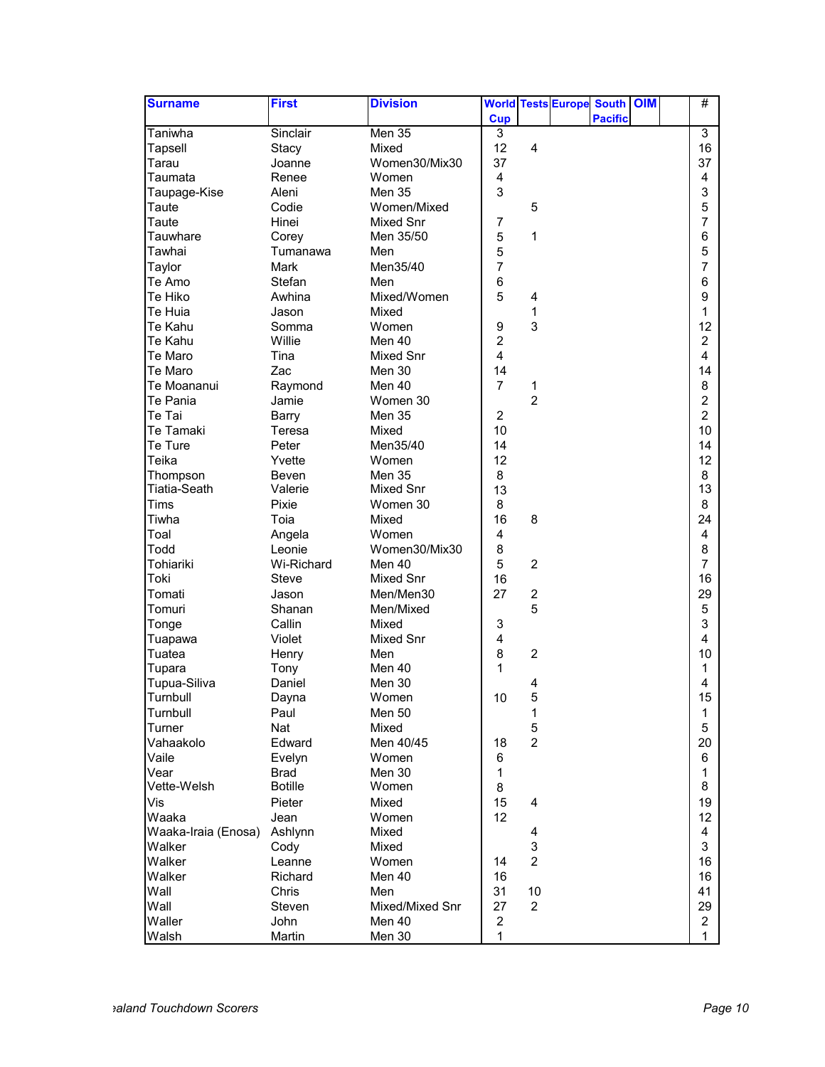| Surname | First | Division | World Cup | Tests | Europe | South Pacific | OIM | | # |
|---|---|---|---|---|---|---|---|---|---|
| Taniwha | Sinclair | Men 35 | 3 | | | | | | 3 |
| Tapsell | Stacy | Mixed | 12 | 4 | | | | | 16 |
| Tarau | Joanne | Women30/Mix30 | 37 | | | | | | 37 |
| Taumata | Renee | Women | 4 | | | | | | 4 |
| Taupage-Kise | Aleni | Men 35 | 3 | | | | | | 3 |
| Taute | Codie | Women/Mixed | | 5 | | | | | 5 |
| Taute | Hinei | Mixed Snr | 7 | | | | | | 7 |
| Tauwhare | Corey | Men 35/50 | 5 | 1 | | | | | 6 |
| Tawhai | Tumanawa | Men | 5 | | | | | | 5 |
| Taylor | Mark | Men35/40 | 7 | | | | | | 7 |
| Te Amo | Stefan | Men | 6 | | | | | | 6 |
| Te Hiko | Awhina | Mixed/Women | 5 | 4 | | | | | 9 |
| Te Huia | Jason | Mixed | | 1 | | | | | 1 |
| Te Kahu | Somma | Women | 9 | 3 | | | | | 12 |
| Te Kahu | Willie | Men 40 | 2 | | | | | | 2 |
| Te Maro | Tina | Mixed Snr | 4 | | | | | | 4 |
| Te Maro | Zac | Men 30 | 14 | | | | | | 14 |
| Te Moananui | Raymond | Men 40 | 7 | 1 | | | | | 8 |
| Te Pania | Jamie | Women 30 | | 2 | | | | | 2 |
| Te Tai | Barry | Men 35 | 2 | | | | | | 2 |
| Te Tamaki | Teresa | Mixed | 10 | | | | | | 10 |
| Te Ture | Peter | Men35/40 | 14 | | | | | | 14 |
| Teika | Yvette | Women | 12 | | | | | | 12 |
| Thompson | Beven | Men 35 | 8 | | | | | | 8 |
| Tiatia-Seath | Valerie | Mixed Snr | 13 | | | | | | 13 |
| Tims | Pixie | Women 30 | 8 | | | | | | 8 |
| Tiwha | Toia | Mixed | 16 | 8 | | | | | 24 |
| Toal | Angela | Women | 4 | | | | | | 4 |
| Todd | Leonie | Women30/Mix30 | 8 | | | | | | 8 |
| Tohiariki | Wi-Richard | Men 40 | 5 | 2 | | | | | 7 |
| Toki | Steve | Mixed Snr | 16 | | | | | | 16 |
| Tomati | Jason | Men/Men30 | 27 | 2 | | | | | 29 |
| Tomuri | Shanan | Men/Mixed | | 5 | | | | | 5 |
| Tonge | Callin | Mixed | 3 | | | | | | 3 |
| Tuapawa | Violet | Mixed Snr | 4 | | | | | | 4 |
| Tuatea | Henry | Men | 8 | 2 | | | | | 10 |
| Tupara | Tony | Men 40 | 1 | | | | | | 1 |
| Tupua-Siliva | Daniel | Men 30 | | 4 | | | | | 4 |
| Turnbull | Dayna | Women | 10 | 5 | | | | | 15 |
| Turnbull | Paul | Men 50 | | 1 | | | | | 1 |
| Turner | Nat | Mixed | | 5 | | | | | 5 |
| Vahaakolo | Edward | Men 40/45 | 18 | 2 | | | | | 20 |
| Vaile | Evelyn | Women | 6 | | | | | | 6 |
| Vear | Brad | Men 30 | 1 | | | | | | 1 |
| Vette-Welsh | Botille | Women | 8 | | | | | | 8 |
| Vis | Pieter | Mixed | 15 | 4 | | | | | 19 |
| Waaka | Jean | Women | 12 | | | | | | 12 |
| Waaka-Iraia (Enosa) | Ashlynn | Mixed | | 4 | | | | | 4 |
| Walker | Cody | Mixed | | 3 | | | | | 3 |
| Walker | Leanne | Women | 14 | 2 | | | | | 16 |
| Walker | Richard | Men 40 | 16 | | | | | | 16 |
| Wall | Chris | Men | 31 | 10 | | | | | 41 |
| Wall | Steven | Mixed/Mixed Snr | 27 | 2 | | | | | 29 |
| Waller | John | Men 40 | 2 | | | | | | 2 |
| Walsh | Martin | Men 30 | 1 | | | | | | 1 |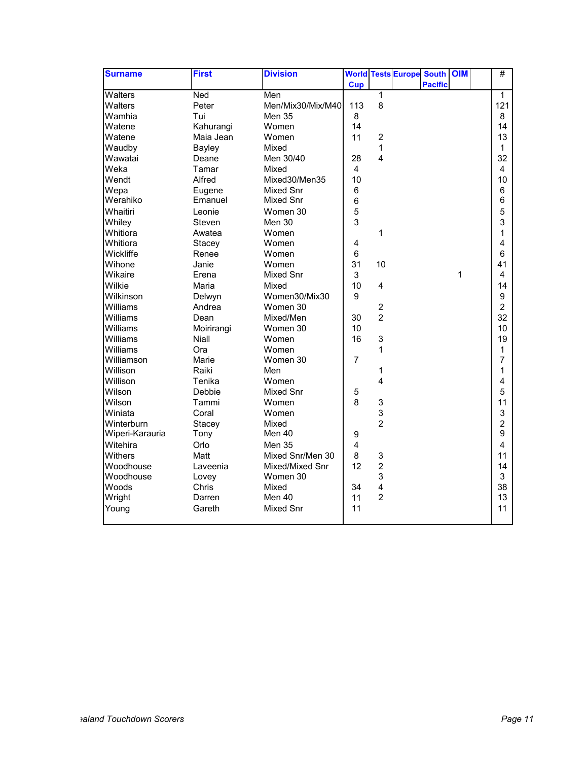| Surname | First | Division | World Cup | Tests | Europe | South Pacific | OIM | | # |
|---|---|---|---|---|---|---|---|---|---|
| Walters | Ned | Men | | 1 | | | | | 1 |
| Walters | Peter | Men/Mix30/Mix/M40 | 113 | 8 | | | | | 121 |
| Wamhia | Tui | Men 35 | 8 | | | | | | 8 |
| Watene | Kahurangi | Women | 14 | | | | | | 14 |
| Watene | Maia Jean | Women | 11 | 2 | | | | | 13 |
| Waudby | Bayley | Mixed | | 1 | | | | | 1 |
| Wawatai | Deane | Men 30/40 | 28 | 4 | | | | | 32 |
| Weka | Tamar | Mixed | 4 | | | | | | 4 |
| Wendt | Alfred | Mixed30/Men35 | 10 | | | | | | 10 |
| Wepa | Eugene | Mixed Snr | 6 | | | | | | 6 |
| Werahiko | Emanuel | Mixed Snr | 6 | | | | | | 6 |
| Whaitiri | Leonie | Women 30 | 5 | | | | | | 5 |
| Whiley | Steven | Men 30 | 3 | | | | | | 3 |
| Whitiora | Awatea | Women | | 1 | | | | | 1 |
| Whitiora | Stacey | Women | 4 | | | | | | 4 |
| Wickliffe | Renee | Women | 6 | | | | | | 6 |
| Wihone | Janie | Women | 31 | 10 | | | | | 41 |
| Wikaire | Erena | Mixed Snr | 3 | | | | 1 | | 4 |
| Wilkie | Maria | Mixed | 10 | 4 | | | | | 14 |
| Wilkinson | Delwyn | Women30/Mix30 | 9 | | | | | | 9 |
| Williams | Andrea | Women 30 | | 2 | | | | | 2 |
| Williams | Dean | Mixed/Men | 30 | 2 | | | | | 32 |
| Williams | Moirirangi | Women 30 | 10 | | | | | | 10 |
| Williams | Niall | Women | 16 | 3 | | | | | 19 |
| Williams | Ora | Women | | 1 | | | | | 1 |
| Williamson | Marie | Women 30 | 7 | | | | | | 7 |
| Willison | Raiki | Men | | 1 | | | | | 1 |
| Willison | Tenika | Women | | 4 | | | | | 4 |
| Wilson | Debbie | Mixed Snr | 5 | | | | | | 5 |
| Wilson | Tammi | Women | 8 | 3 | | | | | 11 |
| Winiata | Coral | Women | | 3 | | | | | 3 |
| Winterburn | Stacey | Mixed | | 2 | | | | | 2 |
| Wiperi-Karauria | Tony | Men 40 | 9 | | | | | | 9 |
| Witehira | Orlo | Men 35 | 4 | | | | | | 4 |
| Withers | Matt | Mixed Snr/Men 30 | 8 | 3 | | | | | 11 |
| Woodhouse | Laveenia | Mixed/Mixed Snr | 12 | 2 | | | | | 14 |
| Woodhouse | Lovey | Women 30 | | 3 | | | | | 3 |
| Woods | Chris | Mixed | 34 | 4 | | | | | 38 |
| Wright | Darren | Men 40 | 11 | 2 | | | | | 13 |
| Young | Gareth | Mixed Snr | 11 | | | | | | 11 |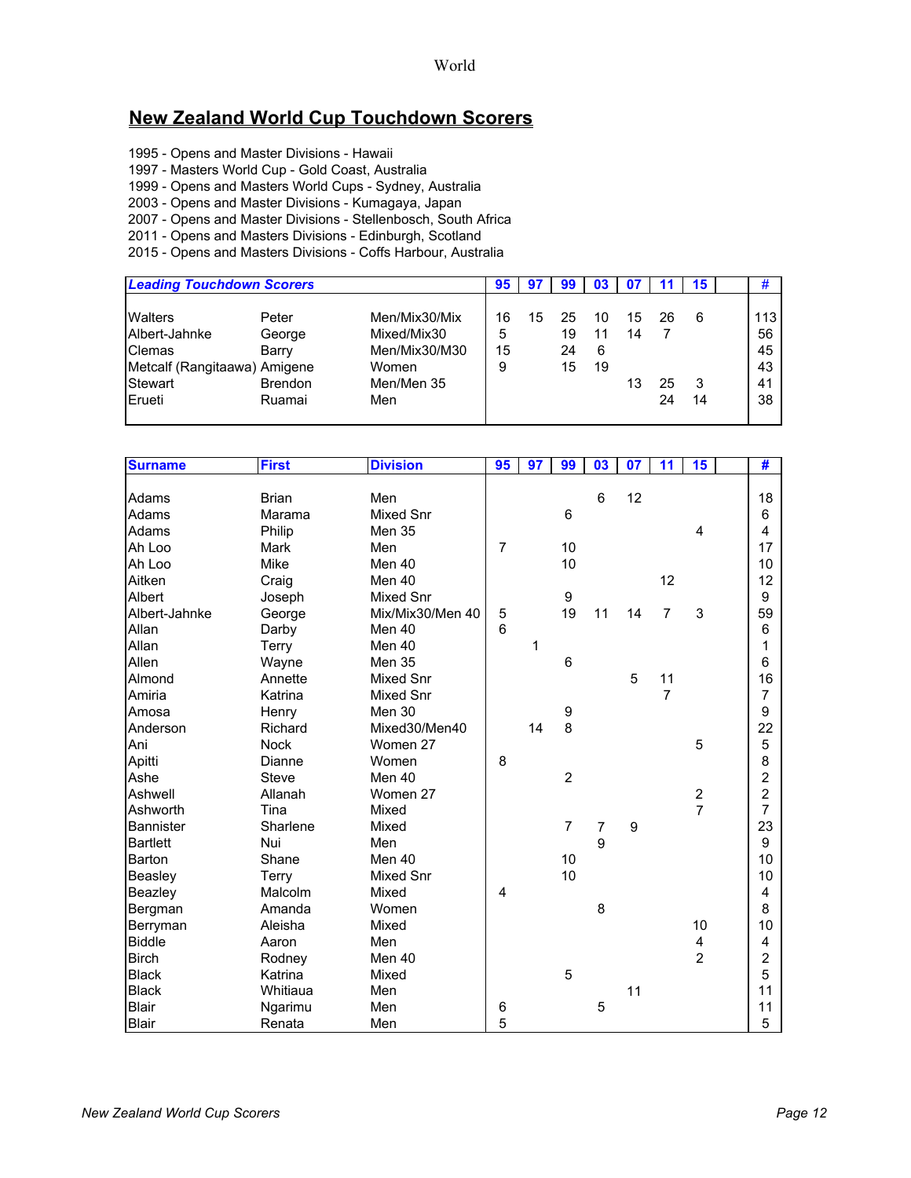## New Zealand World Cup Touchdown Scorers

1995 - Opens and Master Divisions - Hawaii
1997 - Masters World Cup - Gold Coast, Australia
1999 - Opens and Masters World Cups - Sydney, Australia
2003 - Opens and Master Divisions - Kumagaya, Japan
2007 - Opens and Master Divisions - Stellenbosch, South Africa
2011 - Opens and Masters Divisions - Edinburgh, Scotland
2015 - Opens and Masters Divisions - Coffs Harbour, Australia

| Leading Touchdown Scorers | | | 95 | 97 | 99 | 03 | 07 | 11 | 15 | | # |
|---|---|---|---|---|---|---|---|---|---|---|---|
| Walters | Peter | Men/Mix30/Mix | 16 | 15 | 25 | 10 | 15 | 26 | 6 | | 113 |
| Albert-Jahnke | George | Mixed/Mix30 | 5 | | 19 | 11 | 14 | 7 | | | 56 |
| Clemas | Barry | Men/Mix30/M30 | 15 | | 24 | 6 | | | | | 45 |
| Metcalf (Rangitaawa) | Amigene | Women | 9 | | 15 | 19 | | | | | 43 |
| Stewart | Brendon | Men/Men 35 | | | | | 13 | 25 | 3 | | 41 |
| Erueti | Ruamai | Men | | | | | | 24 | 14 | | 38 |

| Surname | First | Division | 95 | 97 | 99 | 03 | 07 | 11 | 15 | | # |
|---|---|---|---|---|---|---|---|---|---|---|---|
| Adams | Brian | Men | | | | 6 | 12 | | | | 18 |
| Adams | Marama | Mixed Snr | | | 6 | | | | | | 6 |
| Adams | Philip | Men 35 | | | | | | | 4 | | 4 |
| Ah Loo | Mark | Men | 7 | | 10 | | | | | | 17 |
| Ah Loo | Mike | Men 40 | | | 10 | | | | | | 10 |
| Aitken | Craig | Men 40 | | | | | | 12 | | | 12 |
| Albert | Joseph | Mixed Snr | | | 9 | | | | | | 9 |
| Albert-Jahnke | George | Mix/Mix30/Men 40 | 5 | | 19 | 11 | 14 | 7 | 3 | | 59 |
| Allan | Darby | Men 40 | 6 | | | | | | | | 6 |
| Allan | Terry | Men 40 | | 1 | | | | | | | 1 |
| Allen | Wayne | Men 35 | | | 6 | | | | | | 6 |
| Almond | Annette | Mixed Snr | | | | | 5 | 11 | | | 16 |
| Amiria | Katrina | Mixed Snr | | | | | | 7 | | | 7 |
| Amosa | Henry | Men 30 | | | 9 | | | | | | 9 |
| Anderson | Richard | Mixed30/Men40 | | 14 | 8 | | | | | | 22 |
| Ani | Nock | Women 27 | | | | | | | 5 | | 5 |
| Apitti | Dianne | Women | 8 | | | | | | | | 8 |
| Ashe | Steve | Men 40 | | | 2 | | | | | | 2 |
| Ashwell | Allanah | Women 27 | | | | | | | 2 | | 2 |
| Ashworth | Tina | Mixed | | | | | | | 7 | | 7 |
| Bannister | Sharlene | Mixed | | | 7 | 7 | 9 | | | | 23 |
| Bartlett | Nui | Men | | | | 9 | | | | | 9 |
| Barton | Shane | Men 40 | | | 10 | | | | | | 10 |
| Beasley | Terry | Mixed Snr | | | 10 | | | | | | 10 |
| Beazley | Malcolm | Mixed | 4 | | | | | | | | 4 |
| Bergman | Amanda | Women | | | | 8 | | | | | 8 |
| Berryman | Aleisha | Mixed | | | | | | | 10 | | 10 |
| Biddle | Aaron | Men | | | | | | | 4 | | 4 |
| Birch | Rodney | Men 40 | | | | | | | 2 | | 2 |
| Black | Katrina | Mixed | | | 5 | | | | | | 5 |
| Black | Whitiaua | Men | | | | | 11 | | | | 11 |
| Blair | Ngarimu | Men | 6 | | | 5 | | | | | 11 |
| Blair | Renata | Men | 5 | | | | | | | | 5 |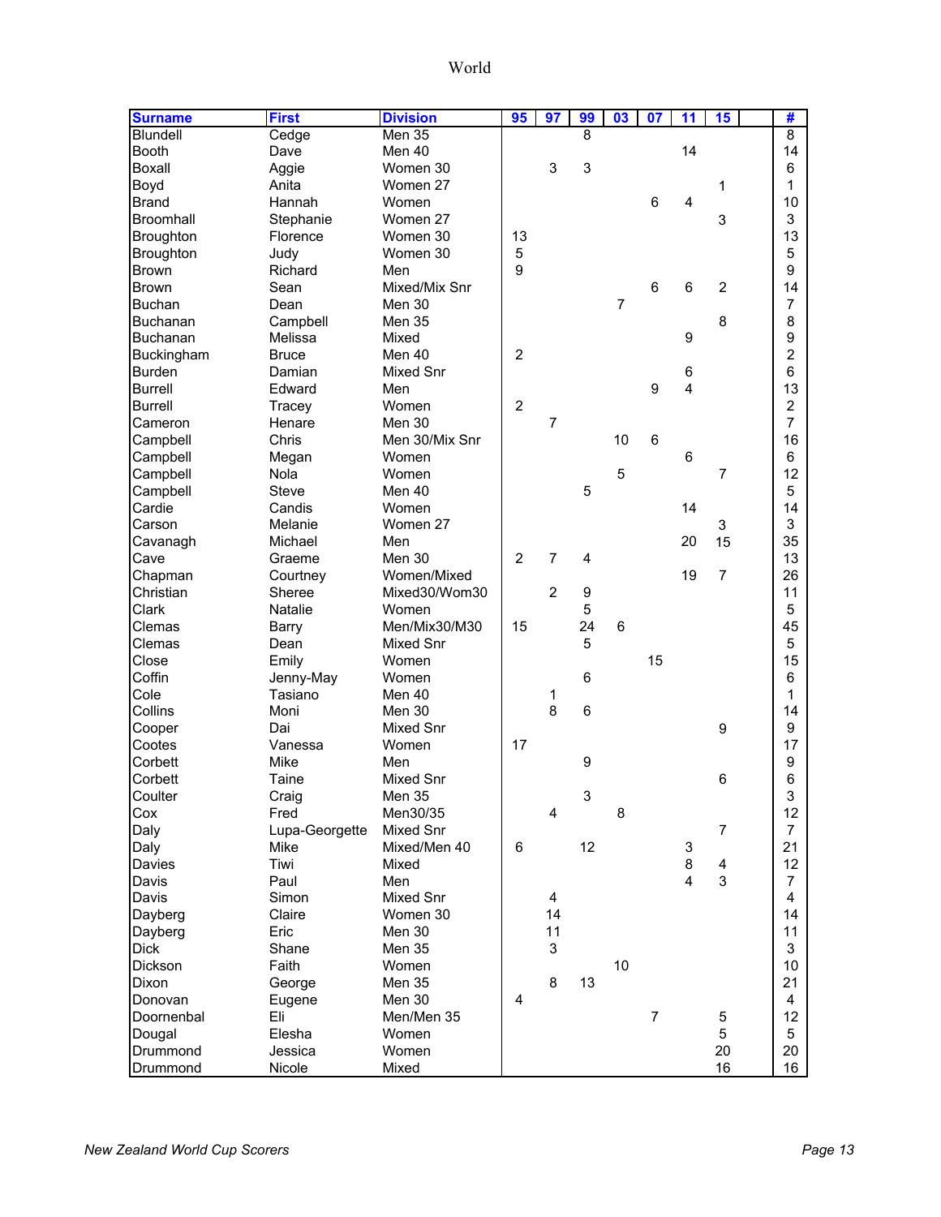# World

| Surname | First | Division | 95 | 97 | 99 | 03 | 07 | 11 | 15 | | # |
|---|---|---|---|---|---|---|---|---|---|---|---|
| Blundell | Cedge | Men 35 | | | 8 | | | | | | 8 |
| Booth | Dave | Men 40 | | | | | | 14 | | | 14 |
| Boxall | Aggie | Women 30 | | 3 | 3 | | | | | | 6 |
| Boyd | Anita | Women 27 | | | | | | | 1 | | 1 |
| Brand | Hannah | Women | | | | | 6 | 4 | | | 10 |
| Broomhall | Stephanie | Women 27 | | | | | | | 3 | | 3 |
| Broughton | Florence | Women 30 | 13 | | | | | | | | 13 |
| Broughton | Judy | Women 30 | 5 | | | | | | | | 5 |
| Brown | Richard | Men | 9 | | | | | | | | 9 |
| Brown | Sean | Mixed/Mix Snr | | | | | 6 | 6 | 2 | | 14 |
| Buchan | Dean | Men 30 | | | | 7 | | | | | 7 |
| Buchanan | Campbell | Men 35 | | | | | | | 8 | | 8 |
| Buchanan | Melissa | Mixed | | | | | | 9 | | | 9 |
| Buckingham | Bruce | Men 40 | 2 | | | | | | | | 2 |
| Burden | Damian | Mixed Snr | | | | | | 6 | | | 6 |
| Burrell | Edward | Men | | | | | 9 | 4 | | | 13 |
| Burrell | Tracey | Women | 2 | | | | | | | | 2 |
| Cameron | Henare | Men 30 | | 7 | | | | | | | 7 |
| Campbell | Chris | Men 30/Mix Snr | | | | 10 | 6 | | | | 16 |
| Campbell | Megan | Women | | | | | | 6 | | | 6 |
| Campbell | Nola | Women | | | | 5 | | | 7 | | 12 |
| Campbell | Steve | Men 40 | | | 5 | | | | | | 5 |
| Cardie | Candis | Women | | | | | | 14 | | | 14 |
| Carson | Melanie | Women 27 | | | | | | | 3 | | 3 |
| Cavanagh | Michael | Men | | | | | | 20 | 15 | | 35 |
| Cave | Graeme | Men 30 | 2 | 7 | 4 | | | | | | 13 |
| Chapman | Courtney | Women/Mixed | | | | | | 19 | 7 | | 26 |
| Christian | Sheree | Mixed30/Wom30 | | 2 | 9 | | | | | | 11 |
| Clark | Natalie | Women | | | 5 | | | | | | 5 |
| Clemas | Barry | Men/Mix30/M30 | 15 | | 24 | 6 | | | | | 45 |
| Clemas | Dean | Mixed Snr | | | 5 | | | | | | 5 |
| Close | Emily | Women | | | | | 15 | | | | 15 |
| Coffin | Jenny-May | Women | | | 6 | | | | | | 6 |
| Cole | Tasiano | Men 40 | | 1 | | | | | | | 1 |
| Collins | Moni | Men 30 | | 8 | 6 | | | | | | 14 |
| Cooper | Dai | Mixed Snr | | | | | | | 9 | | 9 |
| Cootes | Vanessa | Women | 17 | | | | | | | | 17 |
| Corbett | Mike | Men | | | 9 | | | | | | 9 |
| Corbett | Taine | Mixed Snr | | | | | | | 6 | | 6 |
| Coulter | Craig | Men 35 | | | 3 | | | | | | 3 |
| Cox | Fred | Men30/35 | | 4 | | 8 | | | | | 12 |
| Daly | Lupa-Georgette | Mixed Snr | | | | | | | 7 | | 7 |
| Daly | Mike | Mixed/Men 40 | 6 | | 12 | | | 3 | | | 21 |
| Davies | Tiwi | Mixed | | | | | | 8 | 4 | | 12 |
| Davis | Paul | Men | | | | | | 4 | 3 | | 7 |
| Davis | Simon | Mixed Snr | | 4 | | | | | | | 4 |
| Dayberg | Claire | Women 30 | | 14 | | | | | | | 14 |
| Dayberg | Eric | Men 30 | | 11 | | | | | | | 11 |
| Dick | Shane | Men 35 | | 3 | | | | | | | 3 |
| Dickson | Faith | Women | | | | 10 | | | | | 10 |
| Dixon | George | Men 35 | | 8 | 13 | | | | | | 21 |
| Donovan | Eugene | Men 30 | 4 | | | | | | | | 4 |
| Doornenbal | Eli | Men/Men 35 | | | | | 7 | | 5 | | 12 |
| Dougal | Elesha | Women | | | | | | | 5 | | 5 |
| Drummond | Jessica | Women | | | | | | | 20 | | 20 |
| Drummond | Nicole | Mixed | | | | | | | 16 | | 16 |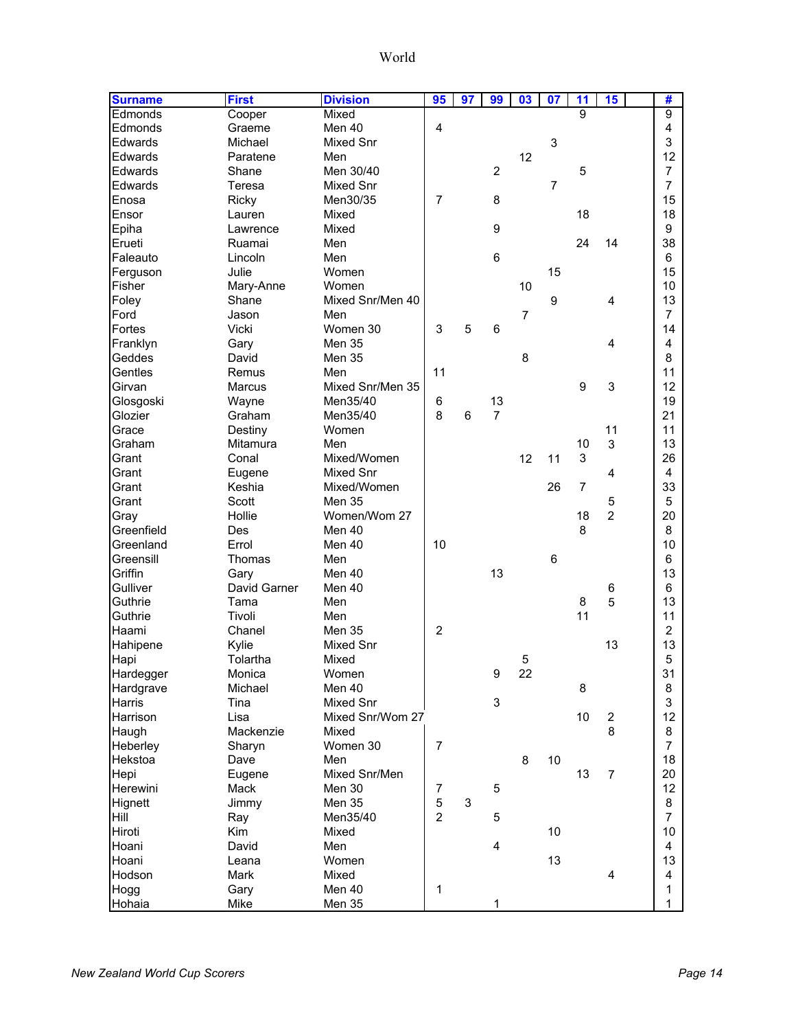# World

| Surname | First | Division | 95 | 97 | 99 | 03 | 07 | 11 | 15 | | # |
|---|---|---|---|---|---|---|---|---|---|---|---|
| Edmonds | Cooper | Mixed | | | | | | 9 | | | 9 |
| Edmonds | Graeme | Men 40 | 4 | | | | | | | | 4 |
| Edwards | Michael | Mixed Snr | | | | | 3 | | | | 3 |
| Edwards | Paratene | Men | | | | 12 | | | | | 12 |
| Edwards | Shane | Men 30/40 | | | 2 | | | 5 | | | 7 |
| Edwards | Teresa | Mixed Snr | | | | | 7 | | | | 7 |
| Enosa | Ricky | Men30/35 | 7 | | 8 | | | | | | 15 |
| Ensor | Lauren | Mixed | | | | | | 18 | | | 18 |
| Epiha | Lawrence | Mixed | | | 9 | | | | | | 9 |
| Erueti | Ruamai | Men | | | | | | 24 | 14 | | 38 |
| Faleauto | Lincoln | Men | | | 6 | | | | | | 6 |
| Ferguson | Julie | Women | | | | | 15 | | | | 15 |
| Fisher | Mary-Anne | Women | | | | 10 | | | | | 10 |
| Foley | Shane | Mixed Snr/Men 40 | | | | | 9 | | 4 | | 13 |
| Ford | Jason | Men | | | | 7 | | | | | 7 |
| Fortes | Vicki | Women 30 | 3 | 5 | 6 | | | | | | 14 |
| Franklyn | Gary | Men 35 | | | | | | | 4 | | 4 |
| Geddes | David | Men 35 | | | | 8 | | | | | 8 |
| Gentles | Remus | Men | 11 | | | | | | | | 11 |
| Girvan | Marcus | Mixed Snr/Men 35 | | | | | | 9 | 3 | | 12 |
| Glosgoski | Wayne | Men35/40 | 6 | | 13 | | | | | | 19 |
| Glozier | Graham | Men35/40 | 8 | 6 | 7 | | | | | | 21 |
| Grace | Destiny | Women | | | | | | | 11 | | 11 |
| Graham | Mitamura | Men | | | | | | 10 | 3 | | 13 |
| Grant | Conal | Mixed/Women | | | | 12 | 11 | 3 | | | 26 |
| Grant | Eugene | Mixed Snr | | | | | | | 4 | | 4 |
| Grant | Keshia | Mixed/Women | | | | | 26 | 7 | | | 33 |
| Grant | Scott | Men 35 | | | | | | | 5 | | 5 |
| Gray | Hollie | Women/Wom 27 | | | | | | 18 | 2 | | 20 |
| Greenfield | Des | Men 40 | | | | | | 8 | | | 8 |
| Greenland | Errol | Men 40 | 10 | | | | | | | | 10 |
| Greensill | Thomas | Men | | | | | 6 | | | | 6 |
| Griffin | Gary | Men 40 | | | 13 | | | | | | 13 |
| Gulliver | David Garner | Men 40 | | | | | | | 6 | | 6 |
| Guthrie | Tama | Men | | | | | | 8 | 5 | | 13 |
| Guthrie | Tivoli | Men | | | | | | 11 | | | 11 |
| Haami | Chanel | Men 35 | 2 | | | | | | | | 2 |
| Hahipene | Kylie | Mixed Snr | | | | | | | 13 | | 13 |
| Hapi | Tolartha | Mixed | | | | 5 | | | | | 5 |
| Hardegger | Monica | Women | | | 9 | 22 | | | | | 31 |
| Hardgrave | Michael | Men 40 | | | | | | 8 | | | 8 |
| Harris | Tina | Mixed Snr | | | 3 | | | | | | 3 |
| Harrison | Lisa | Mixed Snr/Wom 27 | | | | | | 10 | 2 | | 12 |
| Haugh | Mackenzie | Mixed | | | | | | | 8 | | 8 |
| Heberley | Sharyn | Women 30 | 7 | | | | | | | | 7 |
| Hekstoa | Dave | Men | | | | 8 | 10 | | | | 18 |
| Hepi | Eugene | Mixed Snr/Men | | | | | | 13 | 7 | | 20 |
| Herewini | Mack | Men 30 | 7 | | 5 | | | | | | 12 |
| Hignett | Jimmy | Men 35 | 5 | 3 | | | | | | | 8 |
| Hill | Ray | Men35/40 | 2 | | 5 | | | | | | 7 |
| Hiroti | Kim | Mixed | | | | | 10 | | | | 10 |
| Hoani | David | Men | | | 4 | | | | | | 4 |
| Hoani | Leana | Women | | | | | 13 | | | | 13 |
| Hodson | Mark | Mixed | | | | | | | 4 | | 4 |
| Hogg | Gary | Men 40 | 1 | | | | | | | | 1 |
| Hohaia | Mike | Men 35 | | | 1 | | | | | | 1 |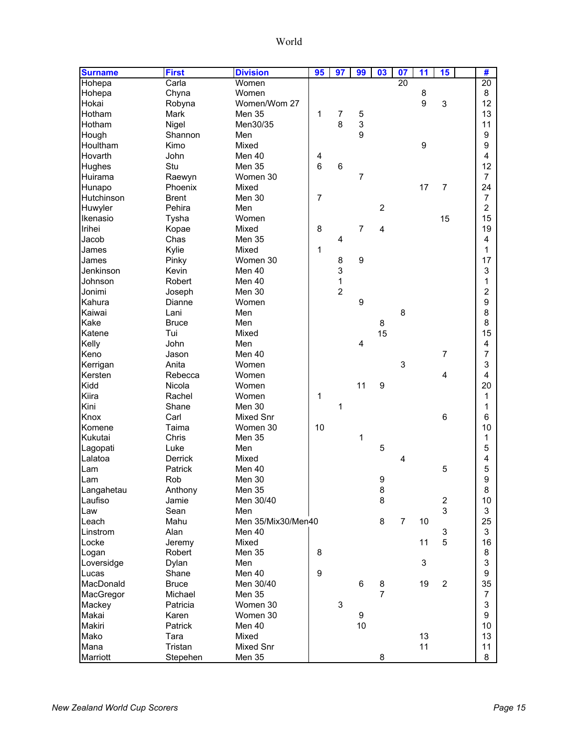# World

| Surname | First | Division | 95 | 97 | 99 | 03 | 07 | 11 | 15 | | # |
|---|---|---|---|---|---|---|---|---|---|---|---|
| Hohepa | Carla | Women | | | | | 20 | | | | 20 |
| Hohepa | Chyna | Women | | | | | | 8 | | | 8 |
| Hokai | Robyna | Women/Wom 27 | | | | | | 9 | 3 | | 12 |
| Hotham | Mark | Men 35 | 1 | 7 | 5 | | | | | | 13 |
| Hotham | Nigel | Men30/35 | | 8 | 3 | | | | | | 11 |
| Hough | Shannon | Men | | | 9 | | | | | | 9 |
| Houltham | Kimo | Mixed | | | | | | 9 | | | 9 |
| Hovarth | John | Men 40 | 4 | | | | | | | | 4 |
| Hughes | Stu | Men 35 | 6 | 6 | | | | | | | 12 |
| Huirama | Raewyn | Women 30 | | | 7 | | | | | | 7 |
| Hunapo | Phoenix | Mixed | | | | | | 17 | 7 | | 24 |
| Hutchinson | Brent | Men 30 | 7 | | | | | | | | 7 |
| Huwyler | Pehira | Men | | | | 2 | | | | | 2 |
| Ikenasio | Tysha | Women | | | | | | | 15 | | 15 |
| Irihei | Kopae | Mixed | 8 | | 7 | 4 | | | | | 19 |
| Jacob | Chas | Men 35 | | 4 | | | | | | | 4 |
| James | Kylie | Mixed | 1 | | | | | | | | 1 |
| James | Pinky | Women 30 | | 8 | 9 | | | | | | 17 |
| Jenkinson | Kevin | Men 40 | | 3 | | | | | | | 3 |
| Johnson | Robert | Men 40 | | 1 | | | | | | | 1 |
| Jonimi | Joseph | Men 30 | | 2 | | | | | | | 2 |
| Kahura | Dianne | Women | | | 9 | | | | | | 9 |
| Kaiwai | Lani | Men | | | | | 8 | | | | 8 |
| Kake | Bruce | Men | | | | 8 | | | | | 8 |
| Katene | Tui | Mixed | | | | 15 | | | | | 15 |
| Kelly | John | Men | | | 4 | | | | | | 4 |
| Keno | Jason | Men 40 | | | | | | | 7 | | 7 |
| Kerrigan | Anita | Women | | | | | 3 | | | | 3 |
| Kersten | Rebecca | Women | | | | | | | 4 | | 4 |
| Kidd | Nicola | Women | | | 11 | 9 | | | | | 20 |
| Kiira | Rachel | Women | 1 | | | | | | | | 1 |
| Kini | Shane | Men 30 | | 1 | | | | | | | 1 |
| Knox | Carl | Mixed Snr | | | | | | | 6 | | 6 |
| Komene | Taima | Women 30 | 10 | | | | | | | | 10 |
| Kukutai | Chris | Men 35 | | | 1 | | | | | | 1 |
| Lagopati | Luke | Men | | | | 5 | | | | | 5 |
| Lalatoa | Derrick | Mixed | | | | | 4 | | | | 4 |
| Lam | Patrick | Men 40 | | | | | | | 5 | | 5 |
| Lam | Rob | Men 30 | | | | 9 | | | | | 9 |
| Langahetau | Anthony | Men 35 | | | | 8 | | | | | 8 |
| Laufiso | Jamie | Men 30/40 | | | | 8 | | | 2 | | 10 |
| Law | Sean | Men | | | | | | | 3 | | 3 |
| Leach | Mahu | Men 35/Mix30/Men40 | | | | 8 | 7 | 10 | | | 25 |
| Linstrom | Alan | Men 40 | | | | | | | 3 | | 3 |
| Locke | Jeremy | Mixed | | | | | | 11 | 5 | | 16 |
| Logan | Robert | Men 35 | 8 | | | | | | | | 8 |
| Loverside | Dylan | Men | | | | | | 3 | | | 3 |
| Lucas | Shane | Men 40 | 9 | | | | | | | | 9 |
| MacDonald | Bruce | Men 30/40 | | | 6 | 8 | | 19 | 2 | | 35 |
| MacGregor | Michael | Men 35 | | | | 7 | | | | | 7 |
| Mackey | Patricia | Women 30 | | 3 | | | | | | | 3 |
| Makai | Karen | Women 30 | | | 9 | | | | | | 9 |
| Makiri | Patrick | Men 40 | | | 10 | | | | | | 10 |
| Mako | Tara | Mixed | | | | | | 13 | | | 13 |
| Mana | Tristan | Mixed Snr | | | | | | 11 | | | 11 |
| Marriott | Stepehen | Men 35 | | | | 8 | | | | | 8 |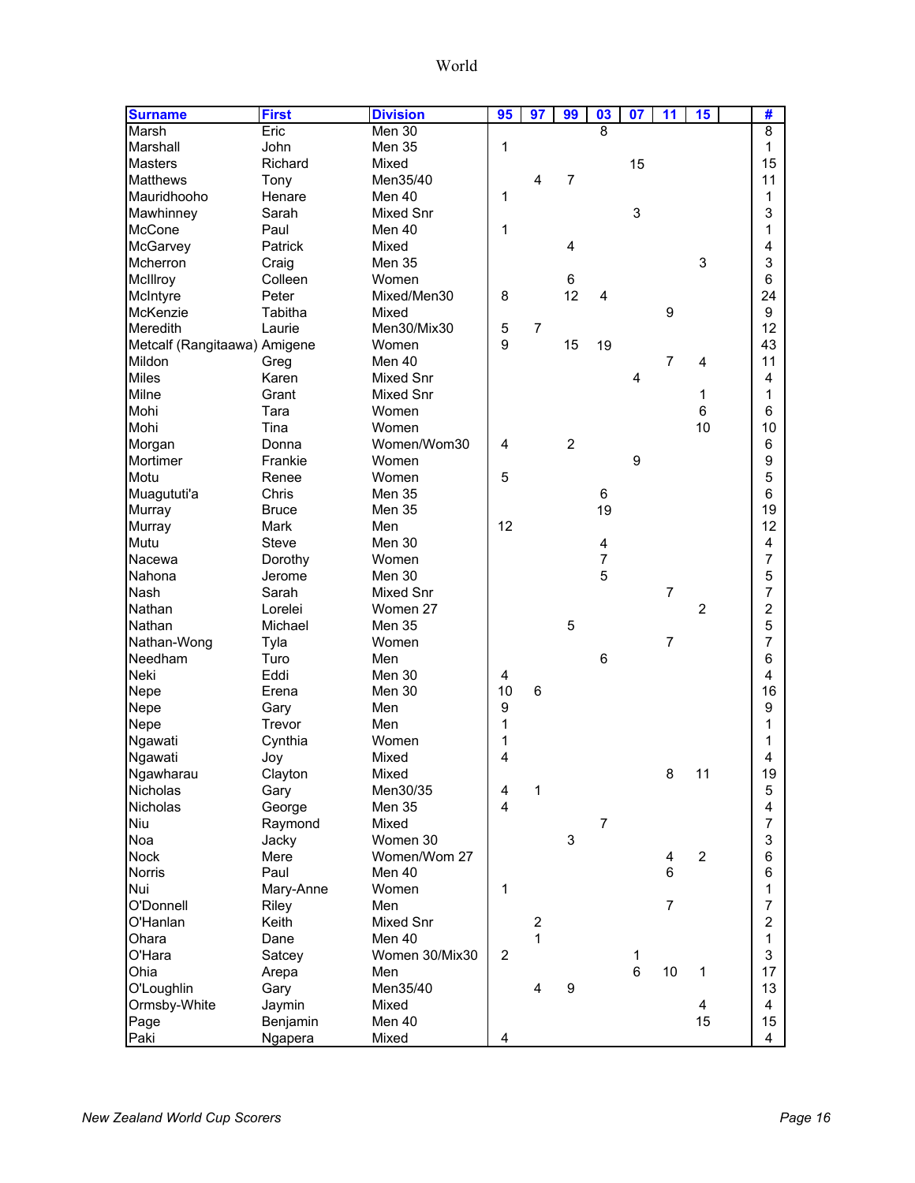| Surname | First | Division | 95 | 97 | 99 | 03 | 07 | 11 | 15 | | # |
|---|---|---|---|---|---|---|---|---|---|---|---|
| Marsh | Eric | Men 30 | | | | 8 | | | | | 8 |
| Marshall | John | Men 35 | 1 | | | | | | | | 1 |
| Masters | Richard | Mixed | | | | | 15 | | | | 15 |
| Matthews | Tony | Men35/40 | | 4 | 7 | | | | | | 11 |
| Mauridhooho | Henare | Men 40 | 1 | | | | | | | | 1 |
| Mawhinney | Sarah | Mixed Snr | | | | | 3 | | | | 3 |
| McCone | Paul | Men 40 | 1 | | | | | | | | 1 |
| McGarvey | Patrick | Mixed | | | 4 | | | | | | 4 |
| Mcherron | Craig | Men 35 | | | | | | | 3 | | 3 |
| McIllroy | Colleen | Women | | | 6 | | | | | | 6 |
| McIntyre | Peter | Mixed/Men30 | 8 | | 12 | 4 | | | | | 24 |
| McKenzie | Tabitha | Mixed | | | | | | 9 | | | 9 |
| Meredith | Laurie | Men30/Mix30 | 5 | 7 | | | | | | | 12 |
| Metcalf (Rangitaawa) | Amigene | Women | 9 | | 15 | 19 | | | | | 43 |
| Mildon | Greg | Men 40 | | | | | | 7 | 4 | | 11 |
| Miles | Karen | Mixed Snr | | | | | 4 | | | | 4 |
| Milne | Grant | Mixed Snr | | | | | | | 1 | | 1 |
| Mohi | Tara | Women | | | | | | | 6 | | 6 |
| Mohi | Tina | Women | | | | | | | 10 | | 10 |
| Morgan | Donna | Women/Wom30 | 4 | | 2 | | | | | | 6 |
| Mortimer | Frankie | Women | | | | | 9 | | | | 9 |
| Motu | Renee | Women | 5 | | | | | | | | 5 |
| Muagututi'a | Chris | Men 35 | | | | 6 | | | | | 6 |
| Murray | Bruce | Men 35 | | | | 19 | | | | | 19 |
| Murray | Mark | Men | 12 | | | | | | | | 12 |
| Mutu | Steve | Men 30 | | | | 4 | | | | | 4 |
| Nacewa | Dorothy | Women | | | | 7 | | | | | 7 |
| Nahona | Jerome | Men 30 | | | | 5 | | | | | 5 |
| Nash | Sarah | Mixed Snr | | | | | | 7 | | | 7 |
| Nathan | Lorelei | Women 27 | | | | | | | 2 | | 2 |
| Nathan | Michael | Men 35 | | | 5 | | | | | | 5 |
| Nathan-Wong | Tyla | Women | | | | | | 7 | | | 7 |
| Needham | Turo | Men | | | | 6 | | | | | 6 |
| Neki | Eddi | Men 30 | 4 | | | | | | | | 4 |
| Nepe | Erena | Men 30 | 10 | 6 | | | | | | | 16 |
| Nepe | Gary | Men | 9 | | | | | | | | 9 |
| Nepe | Trevor | Men | 1 | | | | | | | | 1 |
| Ngawati | Cynthia | Women | 1 | | | | | | | | 1 |
| Ngawati | Joy | Mixed | 4 | | | | | | | | 4 |
| Ngawharau | Clayton | Mixed | | | | | | 8 | 11 | | 19 |
| Nicholas | Gary | Men30/35 | 4 | 1 | | | | | | | 5 |
| Nicholas | George | Men 35 | 4 | | | | | | | | 4 |
| Niu | Raymond | Mixed | | | | 7 | | | | | 7 |
| Noa | Jacky | Women 30 | | | 3 | | | | | | 3 |
| Nock | Mere | Women/Wom 27 | | | | | | 4 | 2 | | 6 |
| Norris | Paul | Men 40 | | | | | | 6 | | | 6 |
| Nui | Mary-Anne | Women | 1 | | | | | | | | 1 |
| O'Donnell | Riley | Men | | | | | | 7 | | | 7 |
| O'Hanlan | Keith | Mixed Snr | | 2 | | | | | | | 2 |
| Ohara | Dane | Men 40 | | 1 | | | | | | | 1 |
| O'Hara | Satcey | Women 30/Mix30 | 2 | | | | 1 | | | | 3 |
| Ohia | Arepa | Men | | | | | 6 | 10 | 1 | | 17 |
| O'Loughlin | Gary | Men35/40 | | 4 | 9 | | | | | | 13 |
| Ormsby-White | Jaymin | Mixed | | | | | | | 4 | | 4 |
| Page | Benjamin | Men 40 | | | | | | | 15 | | 15 |
| Paki | Ngapera | Mixed | 4 | | | | | | | | 4 |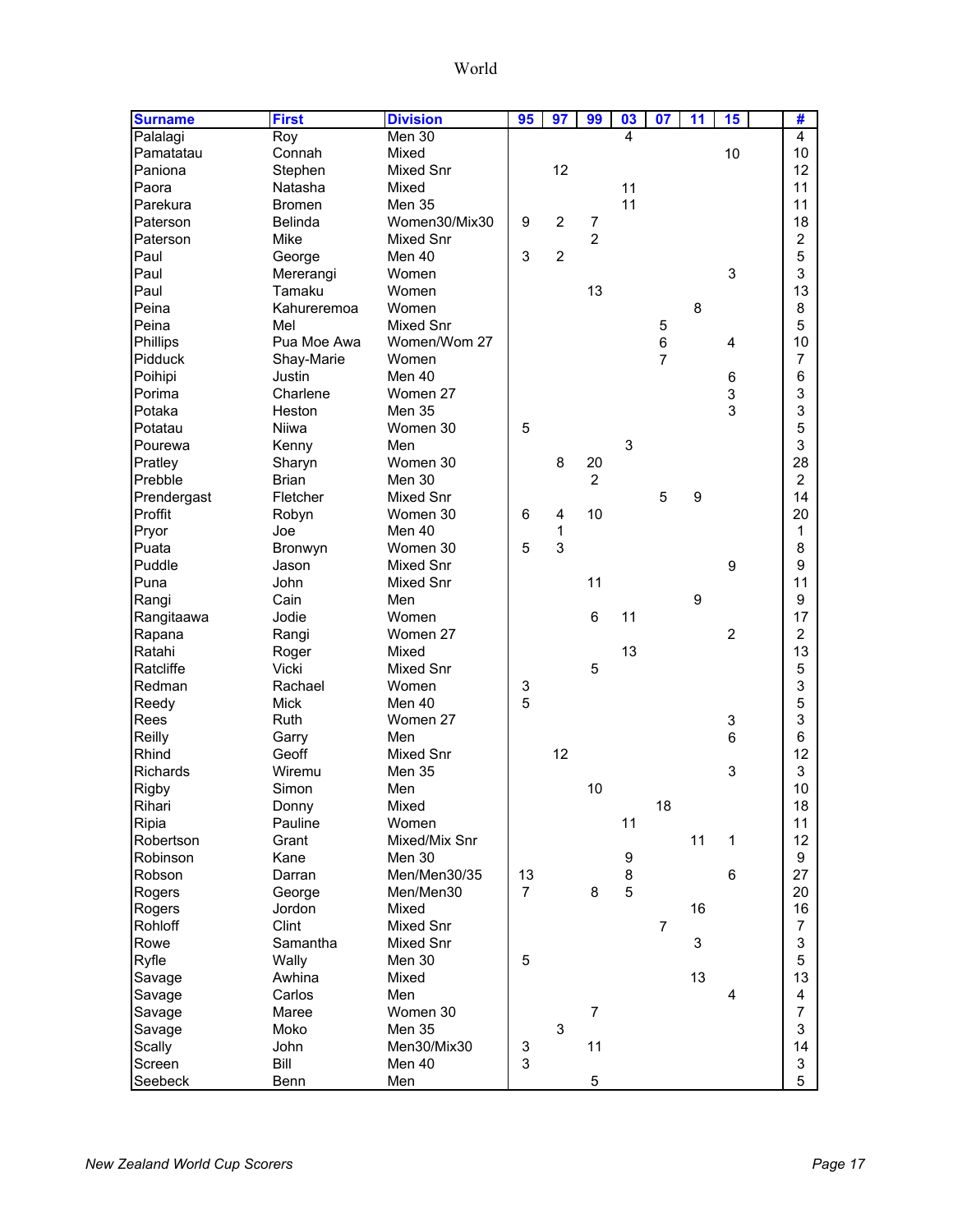# World

| Surname | First | Division | 95 | 97 | 99 | 03 | 07 | 11 | 15 | | # |
|---|---|---|---|---|---|---|---|---|---|---|---|
| Palalagi | Roy | Men 30 | | | | 4 | | | | | 4 |
| Pamatatau | Connah | Mixed | | | | | | | 10 | | 10 |
| Paniona | Stephen | Mixed Snr | | 12 | | | | | | | 12 |
| Paora | Natasha | Mixed | | | | 11 | | | | | 11 |
| Parekura | Bromen | Men 35 | | | | 11 | | | | | 11 |
| Paterson | Belinda | Women30/Mix30 | 9 | 2 | 7 | | | | | | 18 |
| Paterson | Mike | Mixed Snr | | | 2 | | | | | | 2 |
| Paul | George | Men 40 | 3 | 2 | | | | | | | 5 |
| Paul | Mererangi | Women | | | | | | | 3 | | 3 |
| Paul | Tamaku | Women | | | 13 | | | | | | 13 |
| Peina | Kahureremoa | Women | | | | | | 8 | | | 8 |
| Peina | Mel | Mixed Snr | | | | | 5 | | | | 5 |
| Phillips | Pua Moe Awa | Women/Wom 27 | | | | | 6 | | 4 | | 10 |
| Pidduck | Shay-Marie | Women | | | | | 7 | | | | 7 |
| Poihipi | Justin | Men 40 | | | | | | | 6 | | 6 |
| Porima | Charlene | Women 27 | | | | | | | 3 | | 3 |
| Potaka | Heston | Men 35 | | | | | | | 3 | | 3 |
| Potatau | Niiwa | Women 30 | 5 | | | | | | | | 5 |
| Pourewa | Kenny | Men | | | | 3 | | | | | 3 |
| Pratley | Sharyn | Women 30 | | 8 | 20 | | | | | | 28 |
| Prebble | Brian | Men 30 | | | 2 | | | | | | 2 |
| Prendergast | Fletcher | Mixed Snr | | | | | 5 | 9 | | | 14 |
| Proffit | Robyn | Women 30 | 6 | 4 | 10 | | | | | | 20 |
| Pryor | Joe | Men 40 | | 1 | | | | | | | 1 |
| Puata | Bronwyn | Women 30 | 5 | 3 | | | | | | | 8 |
| Puddle | Jason | Mixed Snr | | | | | | | 9 | | 9 |
| Puna | John | Mixed Snr | | | 11 | | | | | | 11 |
| Rangi | Cain | Men | | | | | | 9 | | | 9 |
| Rangitaawa | Jodie | Women | | | 6 | 11 | | | | | 17 |
| Rapana | Rangi | Women 27 | | | | | | | 2 | | 2 |
| Ratahi | Roger | Mixed | | | | 13 | | | | | 13 |
| Ratcliffe | Vicki | Mixed Snr | | | 5 | | | | | | 5 |
| Redman | Rachael | Women | 3 | | | | | | | | 3 |
| Reedy | Mick | Men 40 | 5 | | | | | | | | 5 |
| Rees | Ruth | Women 27 | | | | | | | 3 | | 3 |
| Reilly | Garry | Men | | | | | | | 6 | | 6 |
| Rhind | Geoff | Mixed Snr | | 12 | | | | | | | 12 |
| Richards | Wiremu | Men 35 | | | | | | | 3 | | 3 |
| Rigby | Simon | Men | | | 10 | | | | | | 10 |
| Rihari | Donny | Mixed | | | | | 18 | | | | 18 |
| Ripia | Pauline | Women | | | | 11 | | | | | 11 |
| Robertson | Grant | Mixed/Mix Snr | | | | | | 11 | 1 | | 12 |
| Robinson | Kane | Men 30 | | | | 9 | | | | | 9 |
| Robson | Darran | Men/Men30/35 | 13 | | | 8 | | | 6 | | 27 |
| Rogers | George | Men/Men30 | 7 | | 8 | 5 | | | | | 20 |
| Rogers | Jordon | Mixed | | | | | | 16 | | | 16 |
| Rohloff | Clint | Mixed Snr | | | | | 7 | | | | 7 |
| Rowe | Samantha | Mixed Snr | | | | | | 3 | | | 3 |
| Ryfle | Wally | Men 30 | 5 | | | | | | | | 5 |
| Savage | Awhina | Mixed | | | | | | 13 | | | 13 |
| Savage | Carlos | Men | | | | | | | 4 | | 4 |
| Savage | Maree | Women 30 | | | 7 | | | | | | 7 |
| Savage | Moko | Men 35 | | 3 | | | | | | | 3 |
| Scally | John | Men30/Mix30 | 3 | | 11 | | | | | | 14 |
| Screen | Bill | Men 40 | 3 | | | | | | | | 3 |
| Seebeck | Benn | Men | | | 5 | | | | | | 5 |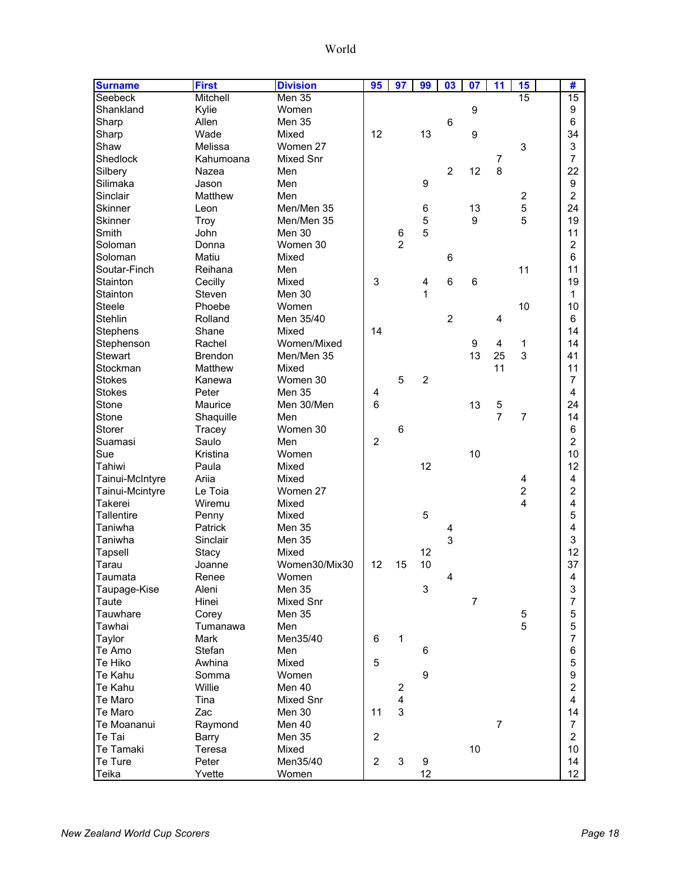# World

| Surname | First | Division | 95 | 97 | 99 | 03 | 07 | 11 | 15 | | # |
|---|---|---|---|---|---|---|---|---|---|---|---|
| Seebeck | Mitchell | Men 35 | | | | | | | 15 | | 15 |
| Shankland | Kylie | Women | | | | | 9 | | | | 9 |
| Sharp | Allen | Men 35 | | | | 6 | | | | | 6 |
| Sharp | Wade | Mixed | 12 | | 13 | | 9 | | | | 34 |
| Shaw | Melissa | Women 27 | | | | | | | 3 | | 3 |
| Shedlock | Kahumoana | Mixed Snr | | | | | | 7 | | | 7 |
| Silbery | Nazea | Men | | | | 2 | 12 | 8 | | | 22 |
| Silimaka | Jason | Men | | | 9 | | | | | | 9 |
| Sinclair | Matthew | Men | | | | | | | 2 | | 2 |
| Skinner | Leon | Men/Men 35 | | | 6 | | 13 | | 5 | | 24 |
| Skinner | Troy | Men/Men 35 | | | 5 | | 9 | | 5 | | 19 |
| Smith | John | Men 30 | | 6 | 5 | | | | | | 11 |
| Soloman | Donna | Women 30 | | 2 | | | | | | | 2 |
| Soloman | Matiu | Mixed | | | | 6 | | | | | 6 |
| Soutar-Finch | Reihana | Men | | | | | | | 11 | | 11 |
| Stainton | Cecilly | Mixed | 3 | | 4 | 6 | 6 | | | | 19 |
| Stainton | Steven | Men 30 | | | 1 | | | | | | 1 |
| Steele | Phoebe | Women | | | | | | | 10 | | 10 |
| Stehlin | Rolland | Men 35/40 | | | | 2 | | 4 | | | 6 |
| Stephens | Shane | Mixed | 14 | | | | | | | | 14 |
| Stephenson | Rachel | Women/Mixed | | | | | 9 | 4 | 1 | | 14 |
| Stewart | Brendon | Men/Men 35 | | | | | 13 | 25 | 3 | | 41 |
| Stockman | Matthew | Mixed | | | | | | 11 | | | 11 |
| Stokes | Kanewa | Women 30 | | 5 | 2 | | | | | | 7 |
| Stokes | Peter | Men 35 | 4 | | | | | | | | 4 |
| Stone | Maurice | Men 30/Men | 6 | | | | 13 | 5 | | | 24 |
| Stone | Shaquille | Men | | | | | | 7 | 7 | | 14 |
| Storer | Tracey | Women 30 | | 6 | | | | | | | 6 |
| Suamasi | Saulo | Men | 2 | | | | | | | | 2 |
| Sue | Kristina | Women | | | | | 10 | | | | 10 |
| Tahiwi | Paula | Mixed | | | 12 | | | | | | 12 |
| Tainui-McIntyre | Ariia | Mixed | | | | | | | 4 | | 4 |
| Tainui-Mcintyre | Le Toia | Women 27 | | | | | | | 2 | | 2 |
| Takerei | Wiremu | Mixed | | | | | | | 4 | | 4 |
| Tallentire | Penny | Mixed | | | 5 | | | | | | 5 |
| Taniwha | Patrick | Men 35 | | | | 4 | | | | | 4 |
| Taniwha | Sinclair | Men 35 | | | | 3 | | | | | 3 |
| Tapsell | Stacy | Mixed | | | 12 | | | | | | 12 |
| Tarau | Joanne | Women30/Mix30 | 12 | 15 | 10 | | | | | | 37 |
| Taumata | Renee | Women | | | | 4 | | | | | 4 |
| Taupage-Kise | Aleni | Men 35 | | | 3 | | | | | | 3 |
| Taute | Hinei | Mixed Snr | | | | | 7 | | | | 7 |
| Tauwhare | Corey | Men 35 | | | | | | | 5 | | 5 |
| Tawhai | Tumanawa | Men | | | | | | | 5 | | 5 |
| Taylor | Mark | Men35/40 | 6 | 1 | | | | | | | 7 |
| Te Amo | Stefan | Men | | | 6 | | | | | | 6 |
| Te Hiko | Awhina | Mixed | 5 | | | | | | | | 5 |
| Te Kahu | Somma | Women | | | 9 | | | | | | 9 |
| Te Kahu | Willie | Men 40 | | 2 | | | | | | | 2 |
| Te Maro | Tina | Mixed Snr | | 4 | | | | | | | 4 |
| Te Maro | Zac | Men 30 | 11 | 3 | | | | | | | 14 |
| Te Moananui | Raymond | Men 40 | | | | | | 7 | | | 7 |
| Te Tai | Barry | Men 35 | 2 | | | | | | | | 2 |
| Te Tamaki | Teresa | Mixed | | | | | 10 | | | | 10 |
| Te Ture | Peter | Men35/40 | 2 | 3 | 9 | | | | | | 14 |
| Teika | Yvette | Women | | | 12 | | | | | | 12 |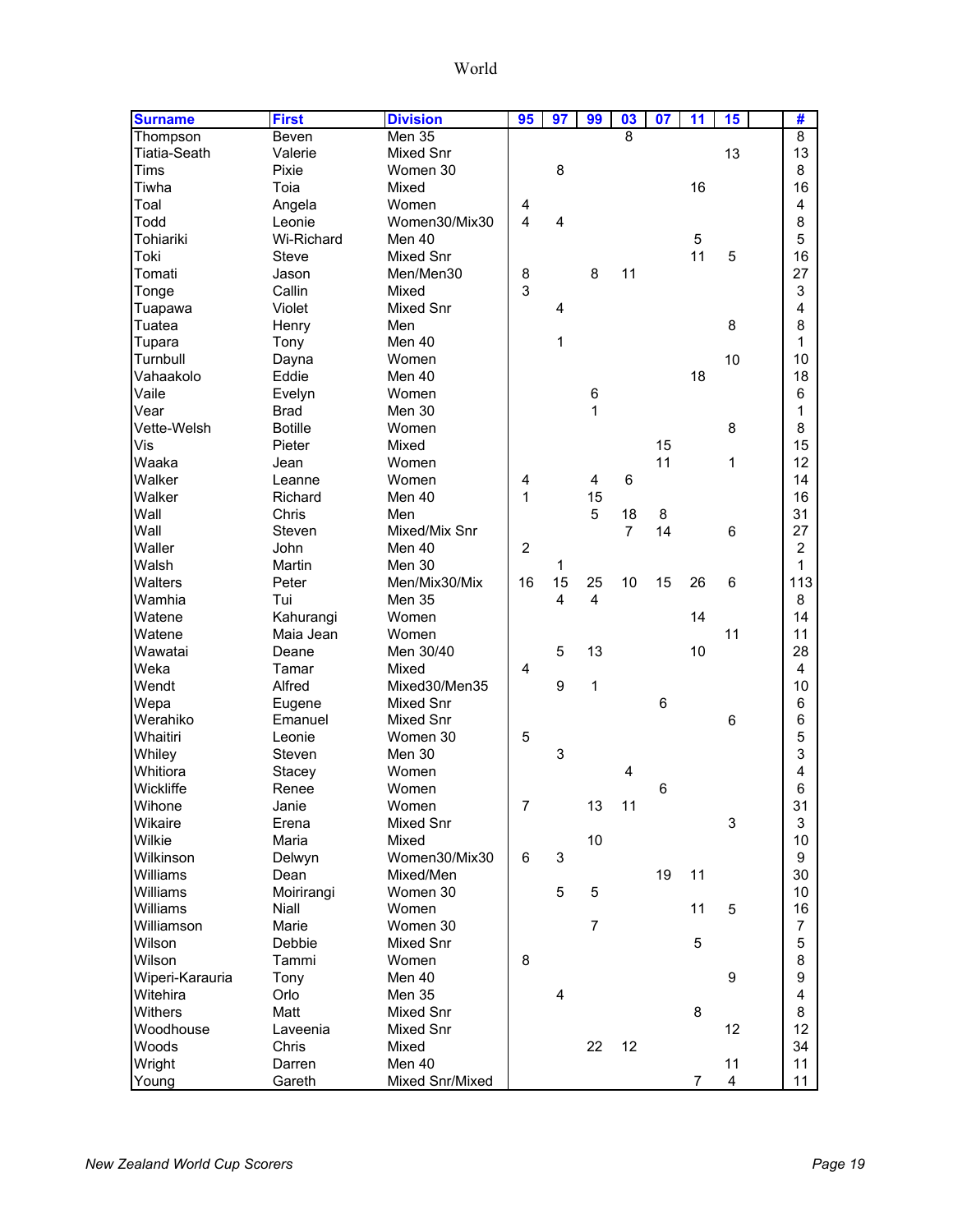# World

| Surname | First | Division | 95 | 97 | 99 | 03 | 07 | 11 | 15 | | # |
|---|---|---|---|---|---|---|---|---|---|---|---|
| Thompson | Beven | Men 35 | | | | 8 | | | | | 8 |
| Tiatia-Seath | Valerie | Mixed Snr | | | | | | | 13 | | 13 |
| Tims | Pixie | Women 30 | | 8 | | | | | | | 8 |
| Tiwha | Toia | Mixed | | | | | | 16 | | | 16 |
| Toal | Angela | Women | 4 | | | | | | | | 4 |
| Todd | Leonie | Women30/Mix30 | 4 | 4 | | | | | | | 8 |
| Tohiariki | Wi-Richard | Men 40 | | | | | | 5 | | | 5 |
| Toki | Steve | Mixed Snr | | | | | | 11 | 5 | | 16 |
| Tomati | Jason | Men/Men30 | 8 | | 8 | 11 | | | | | 27 |
| Tonge | Callin | Mixed | 3 | | | | | | | | 3 |
| Tuapawa | Violet | Mixed Snr | | 4 | | | | | | | 4 |
| Tuatea | Henry | Men | | | | | | | 8 | | 8 |
| Tupara | Tony | Men 40 | | 1 | | | | | | | 1 |
| Turnbull | Dayna | Women | | | | | | | 10 | | 10 |
| Vahaakolo | Eddie | Men 40 | | | | | | 18 | | | 18 |
| Vaile | Evelyn | Women | | | 6 | | | | | | 6 |
| Vear | Brad | Men 30 | | | 1 | | | | | | 1 |
| Vette-Welsh | Botille | Women | | | | | | | 8 | | 8 |
| Vis | Pieter | Mixed | | | | | 15 | | | | 15 |
| Waaka | Jean | Women | | | | | 11 | | 1 | | 12 |
| Walker | Leanne | Women | 4 | | 4 | 6 | | | | | 14 |
| Walker | Richard | Men 40 | 1 | | 15 | | | | | | 16 |
| Wall | Chris | Men | | | 5 | 18 | 8 | | | | 31 |
| Wall | Steven | Mixed/Mix Snr | | | | 7 | 14 | | 6 | | 27 |
| Waller | John | Men 40 | 2 | | | | | | | | 2 |
| Walsh | Martin | Men 30 | | 1 | | | | | | | 1 |
| Walters | Peter | Men/Mix30/Mix | 16 | 15 | 25 | 10 | 15 | 26 | 6 | | 113 |
| Wamhia | Tui | Men 35 | | 4 | 4 | | | | | | 8 |
| Watene | Kahurangi | Women | | | | | | 14 | | | 14 |
| Watene | Maia Jean | Women | | | | | | | 11 | | 11 |
| Wawatai | Deane | Men 30/40 | | 5 | 13 | | | 10 | | | 28 |
| Weka | Tamar | Mixed | 4 | | | | | | | | 4 |
| Wendt | Alfred | Mixed30/Men35 | | 9 | 1 | | | | | | 10 |
| Wepa | Eugene | Mixed Snr | | | | | 6 | | | | 6 |
| Werahiko | Emanuel | Mixed Snr | | | | | | | 6 | | 6 |
| Whaitiri | Leonie | Women 30 | 5 | | | | | | | | 5 |
| Whiley | Steven | Men 30 | | 3 | | | | | | | 3 |
| Whitiora | Stacey | Women | | | | 4 | | | | | 4 |
| Wickliffe | Renee | Women | | | | | 6 | | | | 6 |
| Wihone | Janie | Women | 7 | | 13 | 11 | | | | | 31 |
| Wikaire | Erena | Mixed Snr | | | | | | | 3 | | 3 |
| Wilkie | Maria | Mixed | | | 10 | | | | | | 10 |
| Wilkinson | Delwyn | Women30/Mix30 | 6 | 3 | | | | | | | 9 |
| Williams | Dean | Mixed/Men | | | | | 19 | 11 | | | 30 |
| Williams | Moirirangi | Women 30 | | 5 | 5 | | | | | | 10 |
| Williams | Niall | Women | | | | | | 11 | 5 | | 16 |
| Williamson | Marie | Women 30 | | | 7 | | | | | | 7 |
| Wilson | Debbie | Mixed Snr | | | | | | 5 | | | 5 |
| Wilson | Tammi | Women | 8 | | | | | | | | 8 |
| Wiperi-Karauria | Tony | Men 40 | | | | | | | 9 | | 9 |
| Witehira | Orlo | Men 35 | | 4 | | | | | | | 4 |
| Withers | Matt | Mixed Snr | | | | | | 8 | | | 8 |
| Woodhouse | Laveenia | Mixed Snr | | | | | | | 12 | | 12 |
| Woods | Chris | Mixed | | | 22 | 12 | | | | | 34 |
| Wright | Darren | Men 40 | | | | | | | 11 | | 11 |
| Young | Gareth | Mixed Snr/Mixed | | | | | | 7 | 4 | | 11 |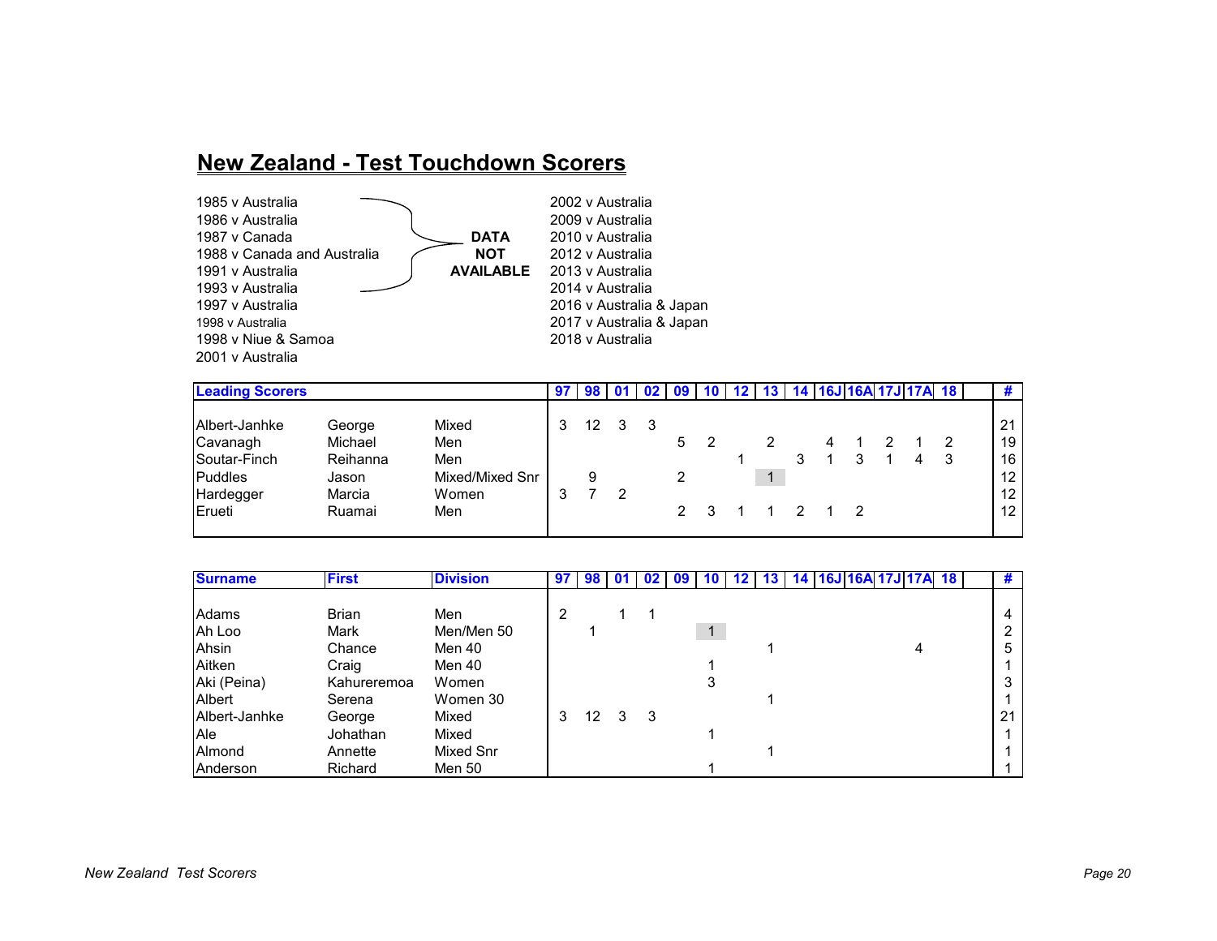# New Zealand - Test Touchdown Scorers

| | | |
|---|---|---|
| 1985 v Australia<br>1986 v Australia<br>1987 v Canada<br>1988 v Canada and Australia<br>1991 v Australia<br>1993 v Australia | **DATA NOT AVAILABLE** | 2002 v Australia<br>2009 v Australia<br>2010 v Australia<br>2012 v Australia<br>2013 v Australia<br>2014 v Australia |
| 1997 v Australia<br>1998 v Australia<br>1998 v Niue & Samoa<br>2001 v Australia | | 2016 v Australia & Japan<br>2017 v Australia & Japan<br>2018 v Australia |

| Leading Scorers | | | 97 | 98 | 01 | 02 | 09 | 10 | 12 | 13 | 14 | 16J | 16A | 17J | 17A | 18 | | # |
|---|---|---|---|---|---|---|---|---|---|---|---|---|---|---|---|---|---|---|
| Albert-Janhke | George | Mixed | 3 | 12 | 3 | 3 | | | | | | | | | | | | 21 |
| Cavanagh | Michael | Men | | | | | 5 | 2 | | 2 | | 4 | 1 | 2 | 1 | 2 | | 19 |
| Soutar-Finch | Reihanna | Men | | | | | | | 1 | | 3 | 1 | 3 | 1 | 4 | 3 | | 16 |
| Puddles | Jason | Mixed/Mixed Snr | | 9 | | | 2 | | | 1 | | | | | | | | 12 |
| Hardegger | Marcia | Women | 3 | 7 | 2 | | | | | | | | | | | | | 12 |
| Erueti | Ruamai | Men | | | | | 2 | 3 | 1 | 1 | 2 | 1 | 2 | | | | | 12 |

| Surname | First | Division | 97 | 98 | 01 | 02 | 09 | 10 | 12 | 13 | 14 | 16J | 16A | 17J | 17A | 18 | | # |
|---|---|---|---|---|---|---|---|---|---|---|---|---|---|---|---|---|---|---|
| Adams | Brian | Men | 2 | | 1 | 1 | | | | | | | | | | | | 4 |
| Ah Loo | Mark | Men/Men 50 | | 1 | | | | 1 | | | | | | | | | | 2 |
| Ahsin | Chance | Men 40 | | | | | | | | 1 | | | | | 4 | | | 5 |
| Aitken | Craig | Men 40 | | | | | | 1 | | | | | | | | | | 1 |
| Aki (Peina) | Kahureremoa | Women | | | | | | 3 | | | | | | | | | | 3 |
| Albert | Serena | Women 30 | | | | | | | | 1 | | | | | | | | 1 |
| Albert-Janhke | George | Mixed | 3 | 12 | 3 | 3 | | | | | | | | | | | | 21 |
| Ale | Johathan | Mixed | | | | | | 1 | | | | | | | | | | 1 |
| Almond | Annette | Mixed Snr | | | | | | | | 1 | | | | | | | | 1 |
| Anderson | Richard | Men 50 | | | | | | 1 | | | | | | | | | | 1 |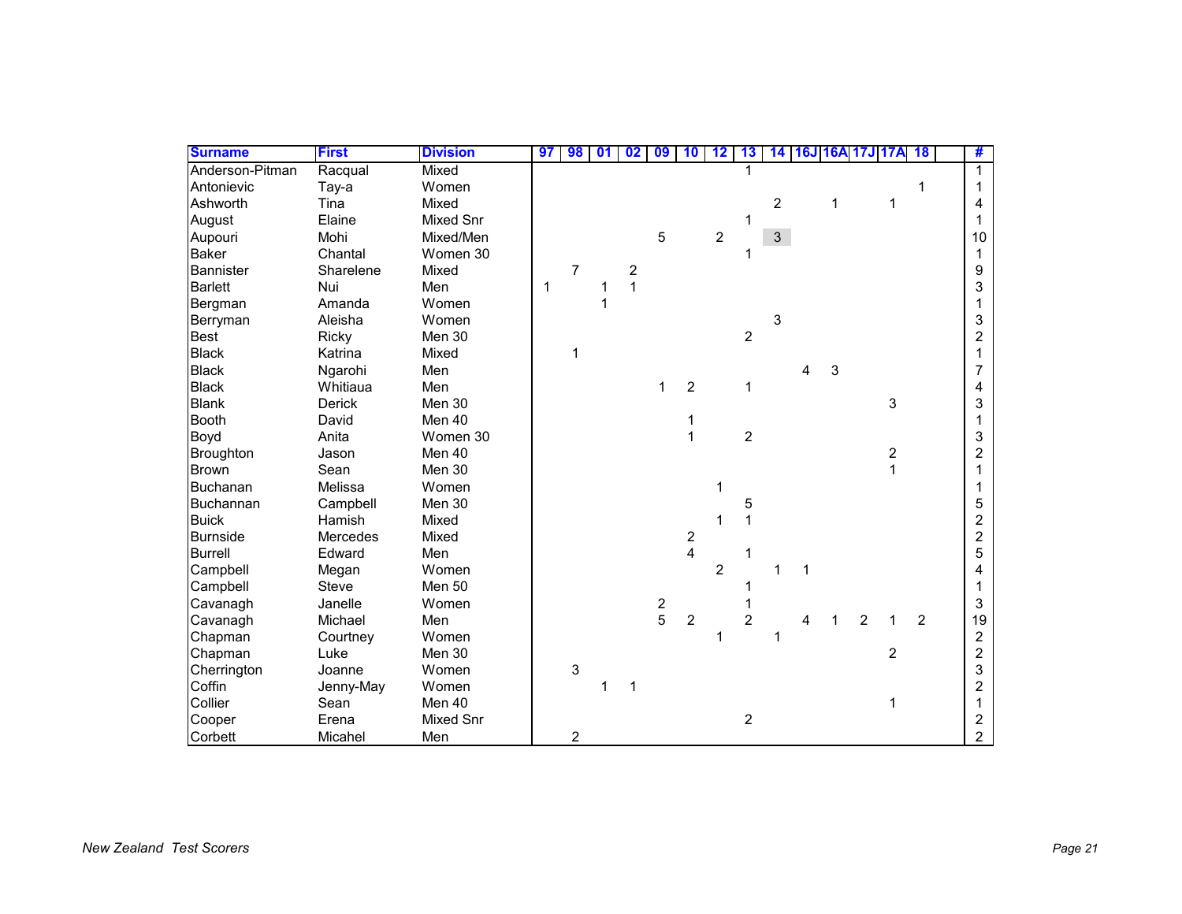| Surname | First | Division | 97 | 98 | 01 | 02 | 09 | 10 | 12 | 13 | 14 | 16J | 16A | 17J | 17A | 18 | | # |
|---|---|---|---|---|---|---|---|---|---|---|---|---|---|---|---|---|---|---|
| Anderson-Pitman | Racqual | Mixed | | | | | | | | 1 | | | | | | | | 1 |
| Antonievic | Tay-a | Women | | | | | | | | | | | | | | 1 | | 1 |
| Ashworth | Tina | Mixed | | | | | | | | | 2 | | 1 | | 1 | | | 4 |
| August | Elaine | Mixed Snr | | | | | | | | 1 | | | | | | | | 1 |
| Aupouri | Mohi | Mixed/Men | | | | | 5 | | 2 | | 3 | | | | | | | 10 |
| Baker | Chantal | Women 30 | | | | | | | | 1 | | | | | | | | 1 |
| Bannister | Sharelene | Mixed | | 7 | | 2 | | | | | | | | | | | | 9 |
| Barlett | Nui | Men | 1 | | 1 | 1 | | | | | | | | | | | | 3 |
| Bergman | Amanda | Women | | | 1 | | | | | | | | | | | | | 1 |
| Berryman | Aleisha | Women | | | | | | | | | 3 | | | | | | | 3 |
| Best | Ricky | Men 30 | | | | | | | | 2 | | | | | | | | 2 |
| Black | Katrina | Mixed | | 1 | | | | | | | | | | | | | | 1 |
| Black | Ngarohi | Men | | | | | | | | | | 4 | 3 | | | | | 7 |
| Black | Whitiaua | Men | | | | | 1 | 2 | | 1 | | | | | | | | 4 |
| Blank | Derick | Men 30 | | | | | | | | | | | | | 3 | | | 3 |
| Booth | David | Men 40 | | | | | | 1 | | | | | | | | | | 1 |
| Boyd | Anita | Women 30 | | | | | | 1 | | 2 | | | | | | | | 3 |
| Broughton | Jason | Men 40 | | | | | | | | | | | | | 2 | | | 2 |
| Brown | Sean | Men 30 | | | | | | | | | | | | | 1 | | | 1 |
| Buchanan | Melissa | Women | | | | | | | 1 | | | | | | | | | 1 |
| Buchannan | Campbell | Men 30 | | | | | | | | 5 | | | | | | | | 5 |
| Buick | Hamish | Mixed | | | | | | | 1 | 1 | | | | | | | | 2 |
| Burnside | Mercedes | Mixed | | | | | | 2 | | | | | | | | | | 2 |
| Burrell | Edward | Men | | | | | | 4 | | 1 | | | | | | | | 5 |
| Campbell | Megan | Women | | | | | | | 2 | | 1 | 1 | | | | | | 4 |
| Campbell | Steve | Men 50 | | | | | | | | 1 | | | | | | | | 1 |
| Cavanagh | Janelle | Women | | | | | 2 | | | 1 | | | | | | | | 3 |
| Cavanagh | Michael | Men | | | | | 5 | 2 | | 2 | | 4 | 1 | 2 | 1 | 2 | | 19 |
| Chapman | Courtney | Women | | | | | | | 1 | | 1 | | | | | | | 2 |
| Chapman | Luke | Men 30 | | | | | | | | | | | | | 2 | | | 2 |
| Cherrington | Joanne | Women | | 3 | | | | | | | | | | | | | | 3 |
| Coffin | Jenny-May | Women | | | 1 | 1 | | | | | | | | | | | | 2 |
| Collier | Sean | Men 40 | | | | | | | | | | | | | 1 | | | 1 |
| Cooper | Erena | Mixed Snr | | | | | | | | 2 | | | | | | | | 2 |
| Corbett | Micahel | Men | | 2 | | | | | | | | | | | | | | 2 |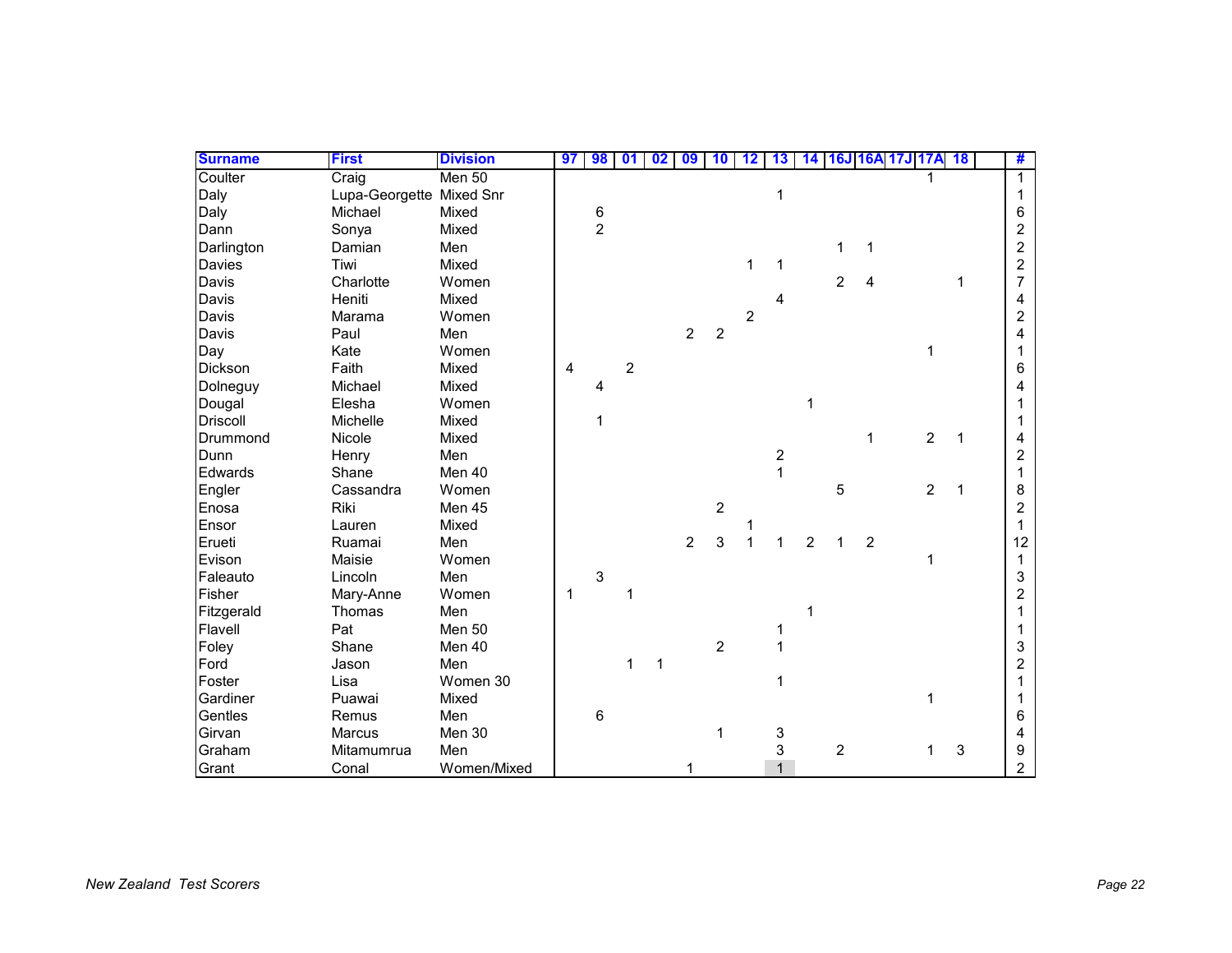| Surname | First | Division | 97 | 98 | 01 | 02 | 09 | 10 | 12 | 13 | 14 | 16J | 16A | 17J | 17A | 18 | | # |
|---|---|---|---|---|---|---|---|---|---|---|---|---|---|---|---|---|---|---|
| Coulter | Craig | Men 50 | | | | | | | | | | | | | 1 | | | 1 |
| Daly | Lupa-Georgette | Mixed Snr | | | | | | | | 1 | | | | | | | | 1 |
| Daly | Michael | Mixed | | 6 | | | | | | | | | | | | | | 6 |
| Dann | Sonya | Mixed | | 2 | | | | | | | | | | | | | | 2 |
| Darlington | Damian | Men | | | | | | | | | | 1 | 1 | | | | | 2 |
| Davies | Tiwi | Mixed | | | | | | | 1 | 1 | | | | | | | | 2 |
| Davis | Charlotte | Women | | | | | | | | | | 2 | 4 | | | 1 | | 7 |
| Davis | Heniti | Mixed | | | | | | | | 4 | | | | | | | | 4 |
| Davis | Marama | Women | | | | | | | 2 | | | | | | | | | 2 |
| Davis | Paul | Men | | | | | 2 | 2 | | | | | | | | | | 4 |
| Day | Kate | Women | | | | | | | | | | | | | 1 | | | 1 |
| Dickson | Faith | Mixed | 4 | | 2 | | | | | | | | | | | | | 6 |
| Dolneguy | Michael | Mixed | | 4 | | | | | | | | | | | | | | 4 |
| Dougal | Elesha | Women | | | | | | | | | 1 | | | | | | | 1 |
| Driscoll | Michelle | Mixed | | 1 | | | | | | | | | | | | | | 1 |
| Drummond | Nicole | Mixed | | | | | | | | | | | 1 | | 2 | 1 | | 4 |
| Dunn | Henry | Men | | | | | | | | 2 | | | | | | | | 2 |
| Edwards | Shane | Men 40 | | | | | | | | 1 | | | | | | | | 1 |
| Engler | Cassandra | Women | | | | | | | | | | 5 | | | 2 | 1 | | 8 |
| Enosa | Riki | Men 45 | | | | | | 2 | | | | | | | | | | 2 |
| Ensor | Lauren | Mixed | | | | | | | 1 | | | | | | | | | 1 |
| Erueti | Ruamai | Men | | | | | 2 | 3 | 1 | 1 | 2 | 1 | 2 | | | | | 12 |
| Evison | Maisie | Women | | | | | | | | | | | | | 1 | | | 1 |
| Faleauto | Lincoln | Men | | 3 | | | | | | | | | | | | | | 3 |
| Fisher | Mary-Anne | Women | 1 | | 1 | | | | | | | | | | | | | 2 |
| Fitzgerald | Thomas | Men | | | | | | | | | 1 | | | | | | | 1 |
| Flavell | Pat | Men 50 | | | | | | | | 1 | | | | | | | | 1 |
| Foley | Shane | Men 40 | | | | | | 2 | | 1 | | | | | | | | 3 |
| Ford | Jason | Men | | | 1 | 1 | | | | | | | | | | | | 2 |
| Foster | Lisa | Women 30 | | | | | | | | 1 | | | | | | | | 1 |
| Gardiner | Puawai | Mixed | | | | | | | | | | | | | 1 | | | 1 |
| Gentles | Remus | Men | | 6 | | | | | | | | | | | | | | 6 |
| Girvan | Marcus | Men 30 | | | | | | 1 | | 3 | | | | | | | | 4 |
| Graham | Mitamumrua | Men | | | | | | | | 3 | | 2 | | | 1 | 3 | | 9 |
| Grant | Conal | Women/Mixed | | | | | 1 | | | 1 | | | | | | | | 2 |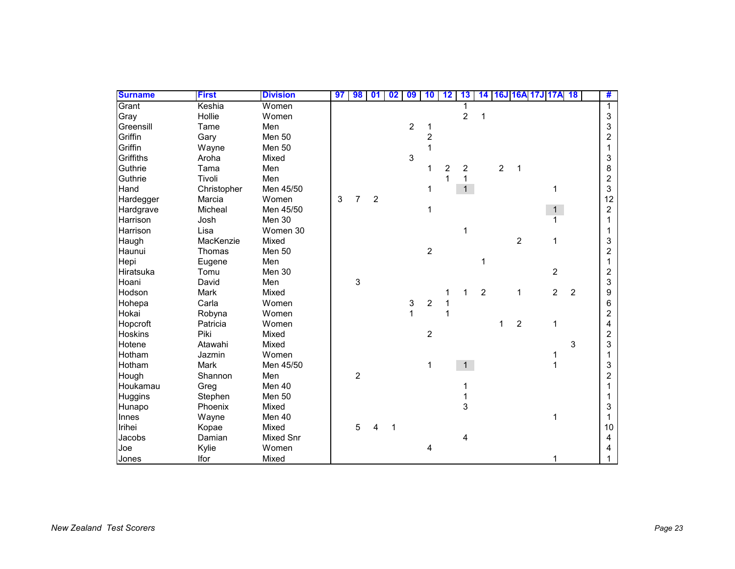| Surname | First | Division | 97 | 98 | 01 | 02 | 09 | 10 | 12 | 13 | 14 | 16J | 16A | 17J | 17A | 18 | | # |
|---|---|---|---|---|---|---|---|---|---|---|---|---|---|---|---|---|---|---|
| Grant | Keshia | Women | | | | | | | | 1 | | | | | | | | 1 |
| Gray | Hollie | Women | | | | | | | | 2 | 1 | | | | | | | 3 |
| Greensill | Tame | Men | | | | | 2 | 1 | | | | | | | | | | 3 |
| Griffin | Gary | Men 50 | | | | | | 2 | | | | | | | | | | 2 |
| Griffin | Wayne | Men 50 | | | | | | 1 | | | | | | | | | | 1 |
| Griffiths | Aroha | Mixed | | | | | 3 | | | | | | | | | | | 3 |
| Guthrie | Tama | Men | | | | | | 1 | 2 | 2 | | 2 | 1 | | | | | 8 |
| Guthrie | Tivoli | Men | | | | | | | 1 | 1 | | | | | | | | 2 |
| Hand | Christopher | Men 45/50 | | | | | | 1 | | 1 | | | | | 1 | | | 3 |
| Hardegger | Marcia | Women | 3 | 7 | 2 | | | | | | | | | | | | | 12 |
| Hardgrave | Micheal | Men 45/50 | | | | | | 1 | | | | | | | 1 | | | 2 |
| Harrison | Josh | Men 30 | | | | | | | | | | | | | 1 | | | 1 |
| Harrison | Lisa | Women 30 | | | | | | | | 1 | | | | | | | | 1 |
| Haugh | MacKenzie | Mixed | | | | | | | | | | | 2 | | 1 | | | 3 |
| Haunui | Thomas | Men 50 | | | | | | 2 | | | | | | | | | | 2 |
| Hepi | Eugene | Men | | | | | | | | | 1 | | | | | | | 1 |
| Hiratsuka | Tomu | Men 30 | | | | | | | | | | | | | 2 | | | 2 |
| Hoani | David | Men | | 3 | | | | | | | | | | | | | | 3 |
| Hodson | Mark | Mixed | | | | | | | 1 | 1 | 2 | | 1 | | 2 | 2 | | 9 |
| Hohepa | Carla | Women | | | | | 3 | 2 | 1 | | | | | | | | | 6 |
| Hokai | Robyna | Women | | | | | 1 | | 1 | | | | | | | | | 2 |
| Hopcroft | Patricia | Women | | | | | | | | | | 1 | 2 | | 1 | | | 4 |
| Hoskins | Piki | Mixed | | | | | | 2 | | | | | | | | | | 2 |
| Hotene | Atawahi | Mixed | | | | | | | | | | | | | | 3 | | 3 |
| Hotham | Jazmin | Women | | | | | | | | | | | | | 1 | | | 1 |
| Hotham | Mark | Men 45/50 | | | | | | 1 | | 1 | | | | | 1 | | | 3 |
| Hough | Shannon | Men | | 2 | | | | | | | | | | | | | | 2 |
| Houkamau | Greg | Men 40 | | | | | | | | 1 | | | | | | | | 1 |
| Huggins | Stephen | Men 50 | | | | | | | | 1 | | | | | | | | 1 |
| Hunapo | Phoenix | Mixed | | | | | | | | 3 | | | | | | | | 3 |
| Innes | Wayne | Men 40 | | | | | | | | | | | | | 1 | | | 1 |
| Irihei | Kopae | Mixed | | 5 | 4 | 1 | | | | | | | | | | | | 10 |
| Jacobs | Damian | Mixed Snr | | | | | | | | 4 | | | | | | | | 4 |
| Joe | Kylie | Women | | | | | | 4 | | | | | | | | | | 4 |
| Jones | Ifor | Mixed | | | | | | | | | | | | | 1 | | | 1 |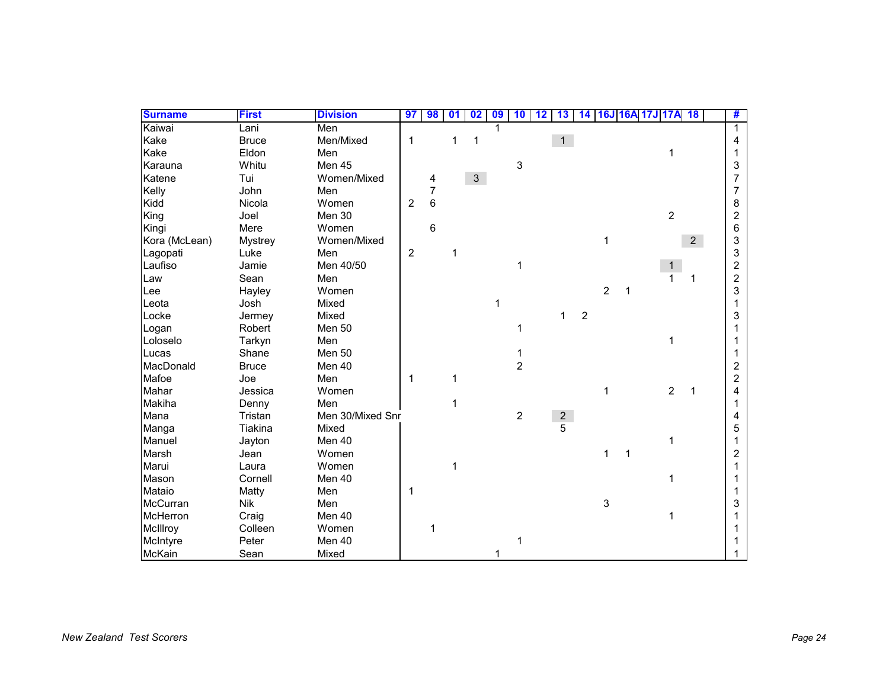| Surname | First | Division | 97 | 98 | 01 | 02 | 09 | 10 | 12 | 13 | 14 | 16J | 16A | 17J | 17A | 18 | | # |
|---|---|---|---|---|---|---|---|---|---|---|---|---|---|---|---|---|---|---|
| Kaiwai | Lani | Men | | | | | 1 | | | | | | | | | | | 1 |
| Kake | Bruce | Men/Mixed | 1 | | 1 | 1 | | | | 1 | | | | | | | | 4 |
| Kake | Eldon | Men | | | | | | | | | | | | | 1 | | | 1 |
| Karauna | Whitu | Men 45 | | | | | | 3 | | | | | | | | | | 3 |
| Katene | Tui | Women/Mixed | | 4 | | 3 | | | | | | | | | | | | 7 |
| Kelly | John | Men | | 7 | | | | | | | | | | | | | | 7 |
| Kidd | Nicola | Women | 2 | 6 | | | | | | | | | | | | | | 8 |
| King | Joel | Men 30 | | | | | | | | | | | | | 2 | | | 2 |
| Kingi | Mere | Women | | 6 | | | | | | | | | | | | | | 6 |
| Kora (McLean) | Mystrey | Women/Mixed | | | | | | | | | | 1 | | | | 2 | | 3 |
| Lagopati | Luke | Men | 2 | | 1 | | | | | | | | | | | | | 3 |
| Laufiso | Jamie | Men 40/50 | | | | | | 1 | | | | | | | 1 | | | 2 |
| Law | Sean | Men | | | | | | | | | | | | | 1 | 1 | | 2 |
| Lee | Hayley | Women | | | | | | | | | | 2 | 1 | | | | | 3 |
| Leota | Josh | Mixed | | | | | 1 | | | | | | | | | | | 1 |
| Locke | Jermey | Mixed | | | | | | | | 1 | 2 | | | | | | | 3 |
| Logan | Robert | Men 50 | | | | | | 1 | | | | | | | | | | 1 |
| Loloselo | Tarkyn | Men | | | | | | | | | | | | | 1 | | | 1 |
| Lucas | Shane | Men 50 | | | | | | 1 | | | | | | | | | | 1 |
| MacDonald | Bruce | Men 40 | | | | | | 2 | | | | | | | | | | 2 |
| Mafoe | Joe | Men | 1 | | 1 | | | | | | | | | | | | | 2 |
| Mahar | Jessica | Women | | | | | | | | | | 1 | | | 2 | 1 | | 4 |
| Makiha | Denny | Men | | | 1 | | | | | | | | | | | | | 1 |
| Mana | Tristan | Men 30/Mixed Snr | | | | | | 2 | | 2 | | | | | | | | 4 |
| Manga | Tiakina | Mixed | | | | | | | | 5 | | | | | | | | 5 |
| Manuel | Jayton | Men 40 | | | | | | | | | | | | | 1 | | | 1 |
| Marsh | Jean | Women | | | | | | | | | | 1 | 1 | | | | | 2 |
| Marui | Laura | Women | | | 1 | | | | | | | | | | | | | 1 |
| Mason | Cornell | Men 40 | | | | | | | | | | | | | 1 | | | 1 |
| Mataio | Matty | Men | 1 | | | | | | | | | | | | | | | 1 |
| McCurran | Nik | Men | | | | | | | | | | 3 | | | | | | 3 |
| McHerron | Craig | Men 40 | | | | | | | | | | | | | 1 | | | 1 |
| McIllroy | Colleen | Women | | 1 | | | | | | | | | | | | | | 1 |
| McIntyre | Peter | Men 40 | | | | | | 1 | | | | | | | | | | 1 |
| McKain | Sean | Mixed | | | | | 1 | | | | | | | | | | | 1 |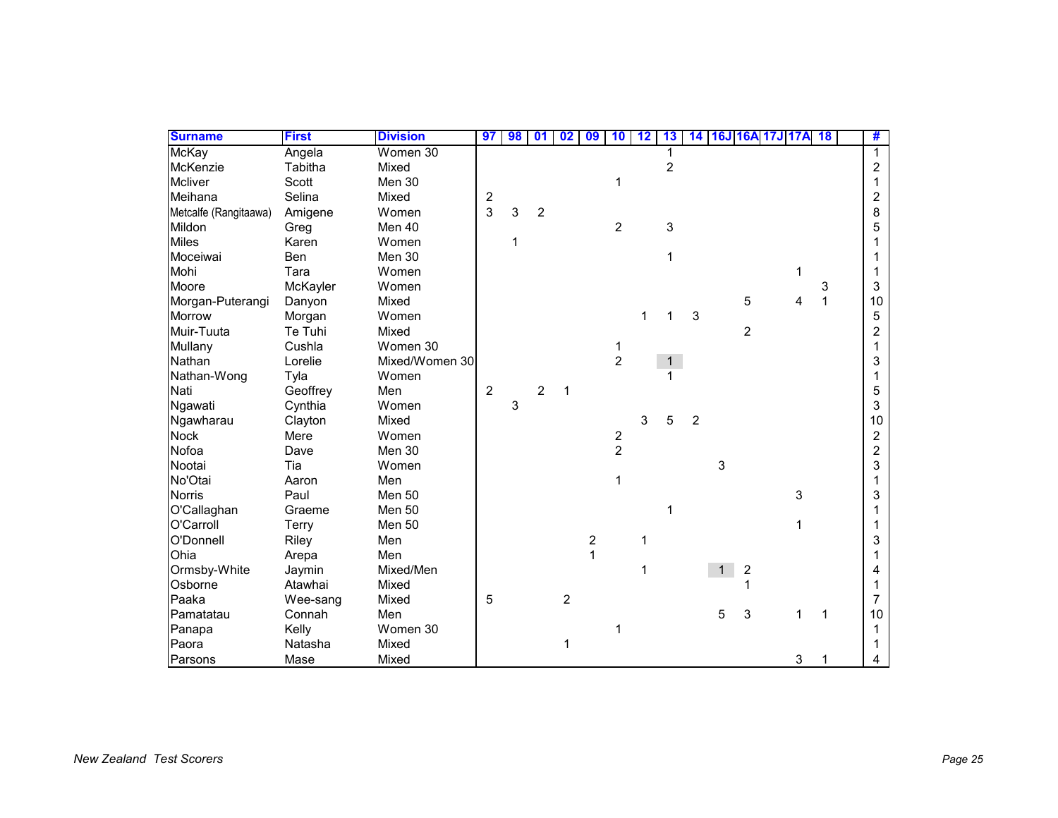| Surname | First | Division | 97 | 98 | 01 | 02 | 09 | 10 | 12 | 13 | 14 | 16J | 16A | 17J | 17A | 18 | | # |
|---|---|---|---|---|---|---|---|---|---|---|---|---|---|---|---|---|---|---|
| McKay | Angela | Women 30 | | | | | | | | 1 | | | | | | | | 1 |
| McKenzie | Tabitha | Mixed | | | | | | | | 2 | | | | | | | | 2 |
| Mcliver | Scott | Men 30 | | | | | | 1 | | | | | | | | | | 1 |
| Meihana | Selina | Mixed | 2 | | | | | | | | | | | | | | | 2 |
| Metcalfe (Rangitaawa) | Amigene | Women | 3 | 3 | 2 | | | | | | | | | | | | | 8 |
| Mildon | Greg | Men 40 | | | | | | 2 | | 3 | | | | | | | | 5 |
| Miles | Karen | Women | | 1 | | | | | | | | | | | | | | 1 |
| Moceiwai | Ben | Men 30 | | | | | | | | 1 | | | | | | | | 1 |
| Mohi | Tara | Women | | | | | | | | | | | | | 1 | | | 1 |
| Moore | McKayler | Women | | | | | | | | | | | | | | 3 | | 3 |
| Morgan-Puterangi | Danyon | Mixed | | | | | | | | | | | 5 | | 4 | 1 | | 10 |
| Morrow | Morgan | Women | | | | | | | 1 | 1 | 3 | | | | | | | 5 |
| Muir-Tuuta | Te Tuhi | Mixed | | | | | | | | | | | 2 | | | | | 2 |
| Mullany | Cushla | Women 30 | | | | | | 1 | | | | | | | | | | 1 |
| Nathan | Lorelie | Mixed/Women 30 | | | | | | 2 | | 1 | | | | | | | | 3 |
| Nathan-Wong | Tyla | Women | | | | | | | | 1 | | | | | | | | 1 |
| Nati | Geoffrey | Men | 2 | | 2 | 1 | | | | | | | | | | | | 5 |
| Ngawati | Cynthia | Women | | 3 | | | | | | | | | | | | | | 3 |
| Ngawharau | Clayton | Mixed | | | | | | | 3 | 5 | 2 | | | | | | | 10 |
| Nock | Mere | Women | | | | | | 2 | | | | | | | | | | 2 |
| Nofoa | Dave | Men 30 | | | | | | 2 | | | | | | | | | | 2 |
| Nootai | Tia | Women | | | | | | | | | | 3 | | | | | | 3 |
| No'Otai | Aaron | Men | | | | | | 1 | | | | | | | | | | 1 |
| Norris | Paul | Men 50 | | | | | | | | | | | | | 3 | | | 3 |
| O'Callaghan | Graeme | Men 50 | | | | | | | | 1 | | | | | | | | 1 |
| O'Carroll | Terry | Men 50 | | | | | | | | | | | | | 1 | | | 1 |
| O'Donnell | Riley | Men | | | | | 2 | | 1 | | | | | | | | | 3 |
| Ohia | Arepa | Men | | | | | 1 | | | | | | | | | | | 1 |
| Ormsby-White | Jaymin | Mixed/Men | | | | | | | 1 | | | 1 | 2 | | | | | 4 |
| Osborne | Atawhai | Mixed | | | | | | | | | | | 1 | | | | | 1 |
| Paaka | Wee-sang | Mixed | 5 | | | 2 | | | | | | | | | | | | 7 |
| Pamatatau | Connah | Men | | | | | | | | | | 5 | 3 | | 1 | 1 | | 10 |
| Panapa | Kelly | Women 30 | | | | | | 1 | | | | | | | | | | 1 |
| Paora | Natasha | Mixed | | | | 1 | | | | | | | | | | | | 1 |
| Parsons | Mase | Mixed | | | | | | | | | | | | | 3 | 1 | | 4 |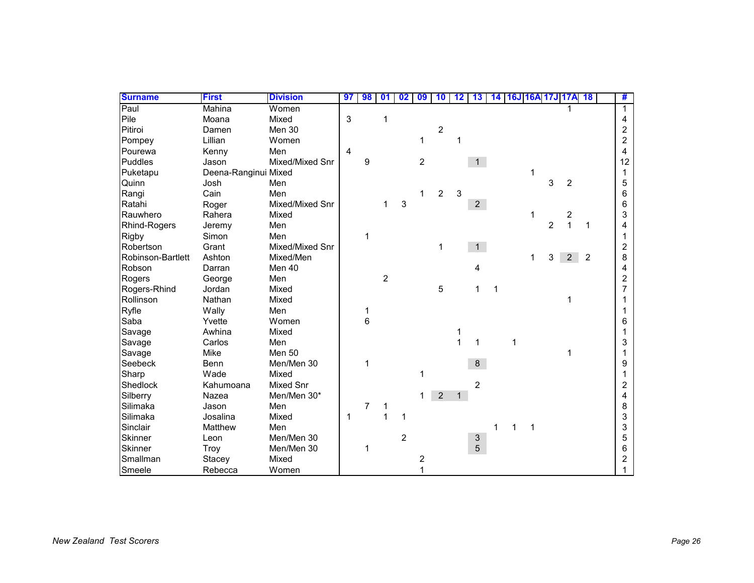| Surname | First | Division | 97 | 98 | 01 | 02 | 09 | 10 | 12 | 13 | 14 | 16J | 16A | 17J | 17A | 18 | | # |
|---|---|---|---|---|---|---|---|---|---|---|---|---|---|---|---|---|---|---|
| Paul | Mahina | Women | | | | | | | | | | | | | 1 | | | 1 |
| Pile | Moana | Mixed | 3 | | 1 | | | | | | | | | | | | | 4 |
| Pitiroi | Damen | Men 30 | | | | | | 2 | | | | | | | | | | 2 |
| Pompey | Lillian | Women | | | | | 1 | | 1 | | | | | | | | | 2 |
| Pourewa | Kenny | Men | 4 | | | | | | | | | | | | | | | 4 |
| Puddles | Jason | Mixed/Mixed Snr | | 9 | | | 2 | | | 1 | | | | | | | | 12 |
| Puketapu | Deena-Ranginui | Mixed | | | | | | | | | | | 1 | | | | | 1 |
| Quinn | Josh | Men | | | | | | | | | | | | 3 | 2 | | | 5 |
| Rangi | Cain | Men | | | | | 1 | 2 | 3 | | | | | | | | | 6 |
| Ratahi | Roger | Mixed/Mixed Snr | | | 1 | 3 | | | | 2 | | | | | | | | 6 |
| Rauwhero | Rahera | Mixed | | | | | | | | | | | 1 | | 2 | | | 3 |
| Rhind-Rogers | Jeremy | Men | | | | | | | | | | | | 2 | 1 | 1 | | 4 |
| Rigby | Simon | Men | | 1 | | | | | | | | | | | | | | 1 |
| Robertson | Grant | Mixed/Mixed Snr | | | | | | 1 | | 1 | | | | | | | | 2 |
| Robinson-Bartlett | Ashton | Mixed/Men | | | | | | | | | | | 1 | 3 | 2 | 2 | | 8 |
| Robson | Darran | Men 40 | | | | | | | | 4 | | | | | | | | 4 |
| Rogers | George | Men | | | 2 | | | | | | | | | | | | | 2 |
| Rogers-Rhind | Jordan | Mixed | | | | | | 5 | | 1 | 1 | | | | | | | 7 |
| Rollinson | Nathan | Mixed | | | | | | | | | | | | | 1 | | | 1 |
| Ryfle | Wally | Men | | 1 | | | | | | | | | | | | | | 1 |
| Saba | Yvette | Women | | 6 | | | | | | | | | | | | | | 6 |
| Savage | Awhina | Mixed | | | | | | | 1 | | | | | | | | | 1 |
| Savage | Carlos | Men | | | | | | | 1 | 1 | | 1 | | | | | | 3 |
| Savage | Mike | Men 50 | | | | | | | | | | | | | 1 | | | 1 |
| Seebeck | Benn | Men/Men 30 | | 1 | | | | | | 8 | | | | | | | | 9 |
| Sharp | Wade | Mixed | | | | | 1 | | | | | | | | | | | 1 |
| Shedlock | Kahumoana | Mixed Snr | | | | | | | | 2 | | | | | | | | 2 |
| Silberry | Nazea | Men/Men 30* | | | | | 1 | 2 | 1 | | | | | | | | | 4 |
| Silimaka | Jason | Men | | 7 | 1 | | | | | | | | | | | | | 8 |
| Silimaka | Josalina | Mixed | 1 | | 1 | 1 | | | | | | | | | | | | 3 |
| Sinclair | Matthew | Men | | | | | | | | | 1 | 1 | 1 | | | | | 3 |
| Skinner | Leon | Men/Men 30 | | | | 2 | | | | 3 | | | | | | | | 5 |
| Skinner | Troy | Men/Men 30 | | 1 | | | | | | 5 | | | | | | | | 6 |
| Smallman | Stacey | Mixed | | | | | 2 | | | | | | | | | | | 2 |
| Smeele | Rebecca | Women | | | | | 1 | | | | | | | | | | | 1 |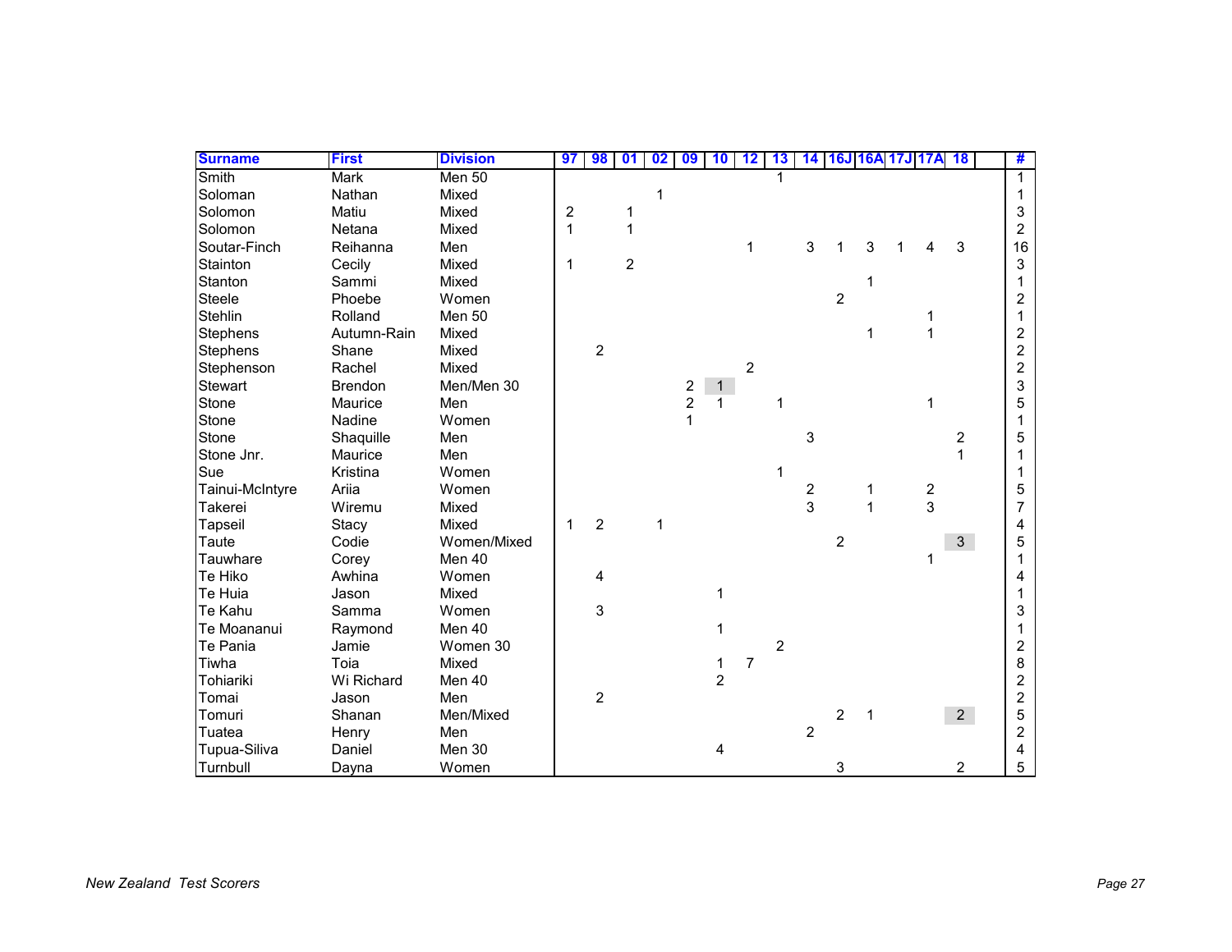| Surname | First | Division | 97 | 98 | 01 | 02 | 09 | 10 | 12 | 13 | 14 | 16J | 16A | 17J | 17A | 18 | | # |
|---|---|---|---|---|---|---|---|---|---|---|---|---|---|---|---|---|---|---|
| Smith | Mark | Men 50 | | | | | | | | 1 | | | | | | | | 1 |
| Soloman | Nathan | Mixed | | | | 1 | | | | | | | | | | | | 1 |
| Solomon | Matiu | Mixed | 2 | | 1 | | | | | | | | | | | | | 3 |
| Solomon | Netana | Mixed | 1 | | 1 | | | | | | | | | | | | | 2 |
| Soutar-Finch | Reihanna | Men | | | | | | | 1 | | 3 | 1 | 3 | 1 | 4 | 3 | | 16 |
| Stainton | Cecily | Mixed | 1 | | 2 | | | | | | | | | | | | | 3 |
| Stanton | Sammi | Mixed | | | | | | | | | | | 1 | | | | | 1 |
| Steele | Phoebe | Women | | | | | | | | | | 2 | | | | | | 2 |
| Stehlin | Rolland | Men 50 | | | | | | | | | | | | | 1 | | | 1 |
| Stephens | Autumn-Rain | Mixed | | | | | | | | | | | 1 | | 1 | | | 2 |
| Stephens | Shane | Mixed | | 2 | | | | | | | | | | | | | | 2 |
| Stephenson | Rachel | Mixed | | | | | | | 2 | | | | | | | | | 2 |
| Stewart | Brendon | Men/Men 30 | | | | | 2 | 1 | | | | | | | | | | 3 |
| Stone | Maurice | Men | | | | | 2 | 1 | | 1 | | | | | 1 | | | 5 |
| Stone | Nadine | Women | | | | | 1 | | | | | | | | | | | 1 |
| Stone | Shaquille | Men | | | | | | | | | 3 | | | | | 2 | | 5 |
| Stone Jnr. | Maurice | Men | | | | | | | | | | | | | | 1 | | 1 |
| Sue | Kristina | Women | | | | | | | | 1 | | | | | | | | 1 |
| Tainui-McIntyre | Ariia | Women | | | | | | | | | 2 | | 1 | | 2 | | | 5 |
| Takerei | Wiremu | Mixed | | | | | | | | | 3 | | 1 | | 3 | | | 7 |
| Tapseil | Stacy | Mixed | 1 | 2 | | 1 | | | | | | | | | | | | 4 |
| Taute | Codie | Women/Mixed | | | | | | | | | | 2 | | | | 3 | | 5 |
| Tauwhare | Corey | Men 40 | | | | | | | | | | | | | 1 | | | 1 |
| Te Hiko | Awhina | Women | | 4 | | | | | | | | | | | | | | 4 |
| Te Huia | Jason | Mixed | | | | | | 1 | | | | | | | | | | 1 |
| Te Kahu | Samma | Women | | 3 | | | | | | | | | | | | | | 3 |
| Te Moananui | Raymond | Men 40 | | | | | | 1 | | | | | | | | | | 1 |
| Te Pania | Jamie | Women 30 | | | | | | | | 2 | | | | | | | | 2 |
| Tiwha | Toia | Mixed | | | | | | 1 | 7 | | | | | | | | | 8 |
| Tohiariki | Wi Richard | Men 40 | | | | | | 2 | | | | | | | | | | 2 |
| Tomai | Jason | Men | | 2 | | | | | | | | | | | | | | 2 |
| Tomuri | Shanan | Men/Mixed | | | | | | | | | | 2 | 1 | | | 2 | | 5 |
| Tuatea | Henry | Men | | | | | | | | | 2 | | | | | | | 2 |
| Tupua-Siliva | Daniel | Men 30 | | | | | | 4 | | | | | | | | | | 4 |
| Turnbull | Dayna | Women | | | | | | | | | | 3 | | | | 2 | | 5 |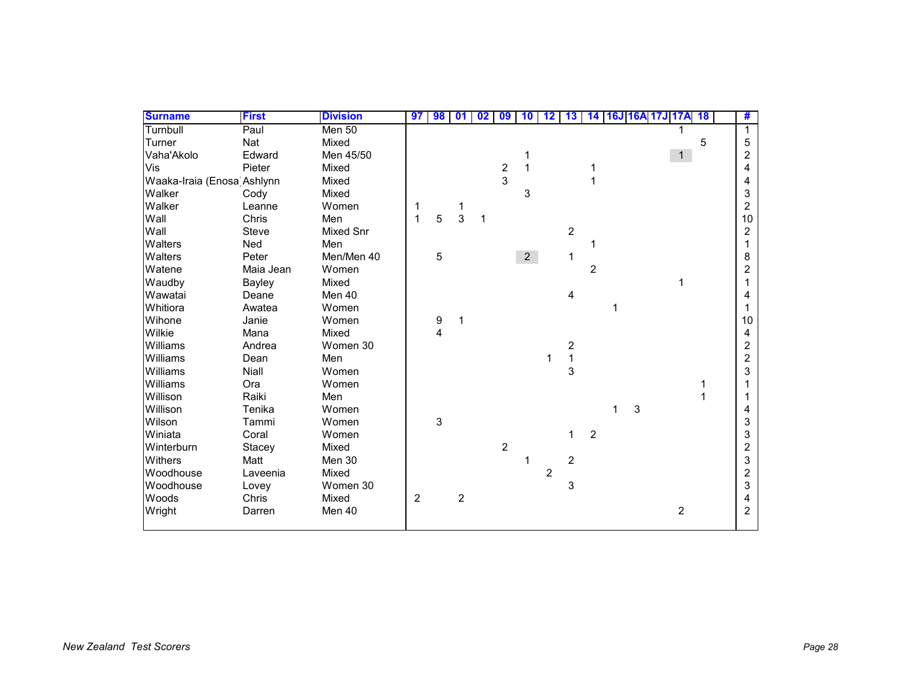| Surname | First | Division | 97 | 98 | 01 | 02 | 09 | 10 | 12 | 13 | 14 | 16J | 16A | 17J | 17A | 18 | | # |
|---|---|---|---|---|---|---|---|---|---|---|---|---|---|---|---|---|---|---|
| Turnbull | Paul | Men 50 | | | | | | | | | | | | | 1 | | | 1 |
| Turner | Nat | Mixed | | | | | | | | | | | | | | 5 | | 5 |
| Vaha'Akolo | Edward | Men 45/50 | | | | | | 1 | | | | | | | 1 | | | 2 |
| Vis | Pieter | Mixed | | | | | 2 | 1 | | | 1 | | | | | | | 4 |
| Waaka-Iraia (Enosa | Ashlynn | Mixed | | | | | 3 | | | | 1 | | | | | | | 4 |
| Walker | Cody | Mixed | | | | | | 3 | | | | | | | | | | 3 |
| Walker | Leanne | Women | 1 | | 1 | | | | | | | | | | | | | 2 |
| Wall | Chris | Men | 1 | 5 | 3 | 1 | | | | | | | | | | | | 10 |
| Wall | Steve | Mixed Snr | | | | | | | | 2 | | | | | | | | 2 |
| Walters | Ned | Men | | | | | | | | | 1 | | | | | | | 1 |
| Walters | Peter | Men/Men 40 | | 5 | | | | 2 | | 1 | | | | | | | | 8 |
| Watene | Maia Jean | Women | | | | | | | | | 2 | | | | | | | 2 |
| Waudby | Bayley | Mixed | | | | | | | | | | | | | 1 | | | 1 |
| Wawatai | Deane | Men 40 | | | | | | | | 4 | | | | | | | | 4 |
| Whitiora | Awatea | Women | | | | | | | | | | 1 | | | | | | 1 |
| Wihone | Janie | Women | | 9 | 1 | | | | | | | | | | | | | 10 |
| Wilkie | Mana | Mixed | | 4 | | | | | | | | | | | | | | 4 |
| Williams | Andrea | Women 30 | | | | | | | | 2 | | | | | | | | 2 |
| Williams | Dean | Men | | | | | | | 1 | 1 | | | | | | | | 2 |
| Williams | Niall | Women | | | | | | | | 3 | | | | | | | | 3 |
| Williams | Ora | Women | | | | | | | | | | | | | | 1 | | 1 |
| Willison | Raiki | Men | | | | | | | | | | | | | | 1 | | 1 |
| Willison | Tenika | Women | | | | | | | | | | 1 | 3 | | | | | 4 |
| Wilson | Tammi | Women | | 3 | | | | | | | | | | | | | | 3 |
| Winiata | Coral | Women | | | | | | | | 1 | 2 | | | | | | | 3 |
| Winterburn | Stacey | Mixed | | | | | 2 | | | | | | | | | | | 2 |
| Withers | Matt | Men 30 | | | | | | 1 | | 2 | | | | | | | | 3 |
| Woodhouse | Laveenia | Mixed | | | | | | | 2 | | | | | | | | | 2 |
| Woodhouse | Lovey | Women 30 | | | | | | | | 3 | | | | | | | | 3 |
| Woods | Chris | Mixed | 2 | | 2 | | | | | | | | | | | | | 4 |
| Wright | Darren | Men 40 | | | | | | | | | | | | | 2 | | | 2 |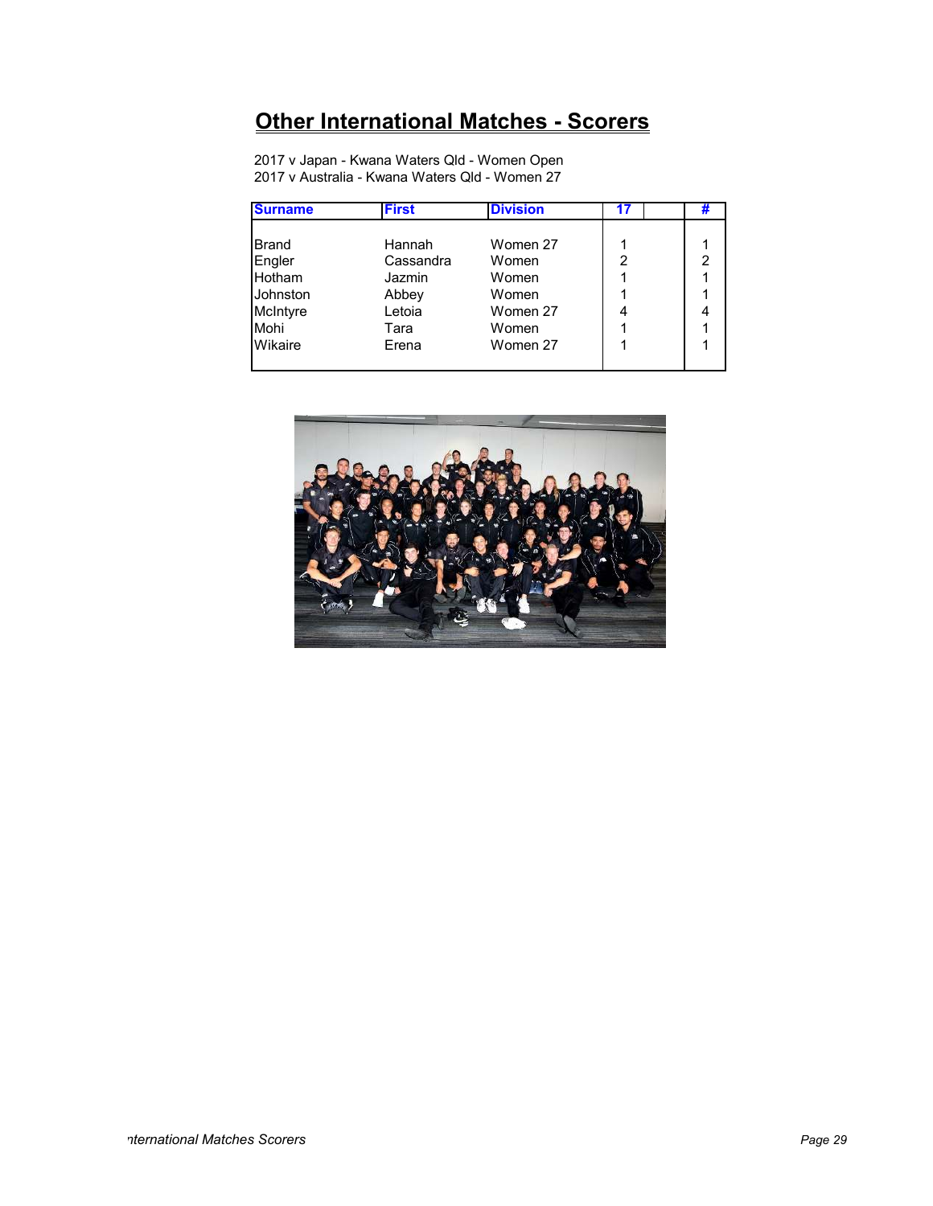## Other International Matches - Scorers

2017 v Japan - Kwana Waters Qld - Women Open
2017 v Australia - Kwana Waters Qld - Women 27

| Surname | First | Division | 17 | | # |
|---|---|---|---|---|---|
| Brand | Hannah | Women 27 | 1 | | 1 |
| Engler | Cassandra | Women | 2 | | 2 |
| Hotham | Jazmin | Women | 1 | | 1 |
| Johnston | Abbey | Women | 1 | | 1 |
| McIntyre | Letoia | Women 27 | 4 | | 4 |
| Mohi | Tara | Women | 1 | | 1 |
| Wikaire | Erena | Women 27 | 1 | | 1 |